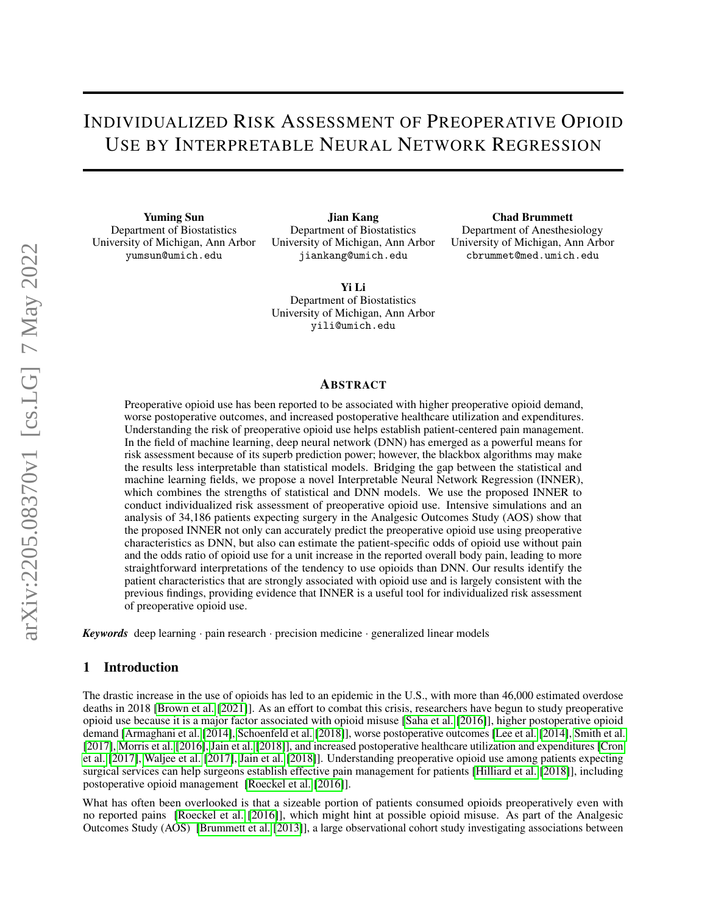# Individualized Risk Assessment of Preoperative Opioid Use by Interpretable Neural Network Regression

**Yuming Sun**
Department of Biostatistics
University of Michigan, Ann Arbor
yumsun@umich.edu

**Jian Kang**
Department of Biostatistics
University of Michigan, Ann Arbor
jiankang@umich.edu

**Chad Brummett**
Department of Anesthesiology
University of Michigan, Ann Arbor
cbrummet@med.umich.edu

**Yi Li**
Department of Biostatistics
University of Michigan, Ann Arbor
yili@umich.edu

## Abstract

Preoperative opioid use has been reported to be associated with higher preoperative opioid demand, worse postoperative outcomes, and increased postoperative healthcare utilization and expenditures. Understanding the risk of preoperative opioid use helps establish patient-centered pain management. In the field of machine learning, deep neural network (DNN) has emerged as a powerful means for risk assessment because of its superb prediction power; however, the blackbox algorithms may make the results less interpretable than statistical models. Bridging the gap between the statistical and machine learning fields, we propose a novel Interpretable Neural Network Regression (INNER), which combines the strengths of statistical and DNN models. We use the proposed INNER to conduct individualized risk assessment of preoperative opioid use. Intensive simulations and an analysis of 34,186 patients expecting surgery in the Analgesic Outcomes Study (AOS) show that the proposed INNER not only can accurately predict the preoperative opioid use using preoperative characteristics as DNN, but also can estimate the patient-specific odds of opioid use without pain and the odds ratio of opioid use for a unit increase in the reported overall body pain, leading to more straightforward interpretations of the tendency to use opioids than DNN. Our results identify the patient characteristics that are strongly associated with opioid use and is largely consistent with the previous findings, providing evidence that INNER is a useful tool for individualized risk assessment of preoperative opioid use.

***Keywords*** deep learning · pain research · precision medicine · generalized linear models

## 1 Introduction

The drastic increase in the use of opioids has led to an epidemic in the U.S., with more than 46,000 estimated overdose deaths in 2018 [Brown et al. [2021]]. As an effort to combat this crisis, researchers have begun to study preoperative opioid use because it is a major factor associated with opioid misuse [Saha et al. [2016]], higher postoperative opioid demand [Armaghani et al. [2014], Schoenfeld et al. [2018]], worse postoperative outcomes [Lee et al. [2014], Smith et al. [2017], Morris et al. [2016], Jain et al. [2018]], and increased postoperative healthcare utilization and expenditures [Cron et al. [2017], Waljee et al. [2017], Jain et al. [2018]]. Understanding preoperative opioid use among patients expecting surgical services can help surgeons establish effective pain management for patients [Hilliard et al. [2018]], including postoperative opioid management [Roeckel et al. [2016]].

What has often been overlooked is that a sizeable portion of patients consumed opioids preoperatively even with no reported pains [Roeckel et al. [2016]], which might hint at possible opioid misuse. As part of the Analgesic Outcomes Study (AOS) [Brummett et al. [2013]], a large observational cohort study investigating associations between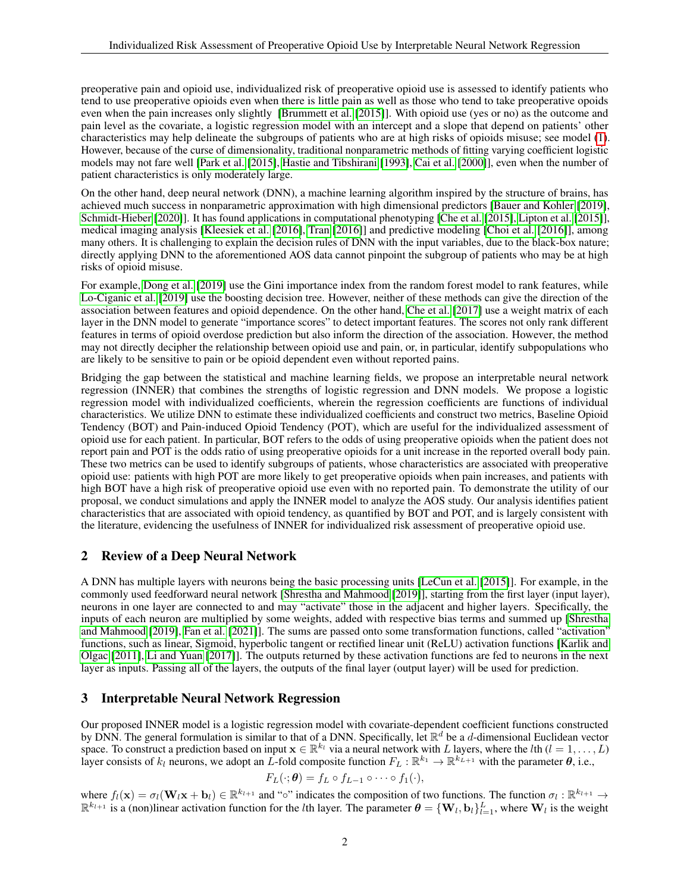preoperative pain and opioid use, individualized risk of preoperative opioid use is assessed to identify patients who tend to use preoperative opioids even when there is little pain as well as those who tend to take preoperative opoids even when the pain increases only slightly [Brummett et al. [2015]]. With opioid use (yes or no) as the outcome and pain level as the covariate, a logistic regression model with an intercept and a slope that depend on patients' other characteristics may help delineate the subgroups of patients who are at high risks of opioids misuse; see model (1). However, because of the curse of dimensionality, traditional nonparametric methods of fitting varying coefficient logistic models may not fare well [Park et al. [2015], Hastie and Tibshirani [1993], Cai et al. [2000]], even when the number of patient characteristics is only moderately large.

On the other hand, deep neural network (DNN), a machine learning algorithm inspired by the structure of brains, has achieved much success in nonparametric approximation with high dimensional predictors [Bauer and Kohler [2019], Schmidt-Hieber [2020]]. It has found applications in computational phenotyping [Che et al. [2015], Lipton et al. [2015]], medical imaging analysis [Kleesiek et al. [2016], Tran [2016]] and predictive modeling [Choi et al. [2016]], among many others. It is challenging to explain the decision rules of DNN with the input variables, due to the black-box nature; directly applying DNN to the aforementioned AOS data cannot pinpoint the subgroup of patients who may be at high risks of opioid misuse.

For example, Dong et al. [2019] use the Gini importance index from the random forest model to rank features, while Lo-Ciganic et al. [2019] use the boosting decision tree. However, neither of these methods can give the direction of the association between features and opioid dependence. On the other hand, Che et al. [2017] use a weight matrix of each layer in the DNN model to generate "importance scores" to detect important features. The scores not only rank different features in terms of opioid overdose prediction but also inform the direction of the association. However, the method may not directly decipher the relationship between opioid use and pain, or, in particular, identify subpopulations who are likely to be sensitive to pain or be opioid dependent even without reported pains.

Bridging the gap between the statistical and machine learning fields, we propose an interpretable neural network regression (INNER) that combines the strengths of logistic regression and DNN models. We propose a logistic regression model with individualized coefficients, wherein the regression coefficients are functions of individual characteristics. We utilize DNN to estimate these individualized coefficients and construct two metrics, Baseline Opioid Tendency (BOT) and Pain-induced Opioid Tendency (POT), which are useful for the individualized assessment of opioid use for each patient. In particular, BOT refers to the odds of using preoperative opioids when the patient does not report pain and POT is the odds ratio of using preoperative opioids for a unit increase in the reported overall body pain. These two metrics can be used to identify subgroups of patients, whose characteristics are associated with preoperative opioid use: patients with high POT are more likely to get preoperative opioids when pain increases, and patients with high BOT have a high risk of preoperative opioid use even with no reported pain. To demonstrate the utility of our proposal, we conduct simulations and apply the INNER model to analyze the AOS study. Our analysis identifies patient characteristics that are associated with opioid tendency, as quantified by BOT and POT, and is largely consistent with the literature, evidencing the usefulness of INNER for individualized risk assessment of preoperative opioid use.

## 2 Review of a Deep Neural Network

A DNN has multiple layers with neurons being the basic processing units [LeCun et al. [2015]]. For example, in the commonly used feedforward neural network [Shrestha and Mahmood [2019]], starting from the first layer (input layer), neurons in one layer are connected to and may "activate" those in the adjacent and higher layers. Specifically, the inputs of each neuron are multiplied by some weights, added with respective bias terms and summed up [Shrestha and Mahmood [2019], Fan et al. [2021]]. The sums are passed onto some transformation functions, called "activation" functions, such as linear, Sigmoid, hyperbolic tangent or rectified linear unit (ReLU) activation functions [Karlik and Olgac [2011], Li and Yuan [2017]]. The outputs returned by these activation functions are fed to neurons in the next layer as inputs. Passing all of the layers, the outputs of the final layer (output layer) will be used for prediction.

## 3 Interpretable Neural Network Regression

Our proposed INNER model is a logistic regression model with covariate-dependent coefficient functions constructed by DNN. The general formulation is similar to that of a DNN. Specifically, let $\mathbb{R}^d$ be a $d$-dimensional Euclidean vector space. To construct a prediction based on input $\mathbf{x} \in \mathbb{R}^{k_l}$ via a neural network with $L$ layers, where the $l$th ($l = 1, \ldots, L$) layer consists of $k_l$ neurons, we adopt an $L$-fold composite function $F_L : \mathbb{R}^{k_1} \to \mathbb{R}^{k_{L+1}}$ with the parameter $\boldsymbol{\theta}$, i.e.,

$$F_L(\cdot; \boldsymbol{\theta}) = f_L \circ f_{L-1} \circ \cdots \circ f_1(\cdot),$$

where $f_l(\mathbf{x}) = \sigma_l(\mathbf{W}_l \mathbf{x} + \mathbf{b}_l) \in \mathbb{R}^{k_{l+1}}$ and "$\circ$" indicates the composition of two functions. The function $\sigma_l : \mathbb{R}^{k_{l+1}} \to \mathbb{R}^{k_{l+1}}$ is a (non)linear activation function for the $l$th layer. The parameter $\boldsymbol{\theta} = \{\mathbf{W}_l, \mathbf{b}_l\}_{l=1}^{L}$, where $\mathbf{W}_l$ is the weight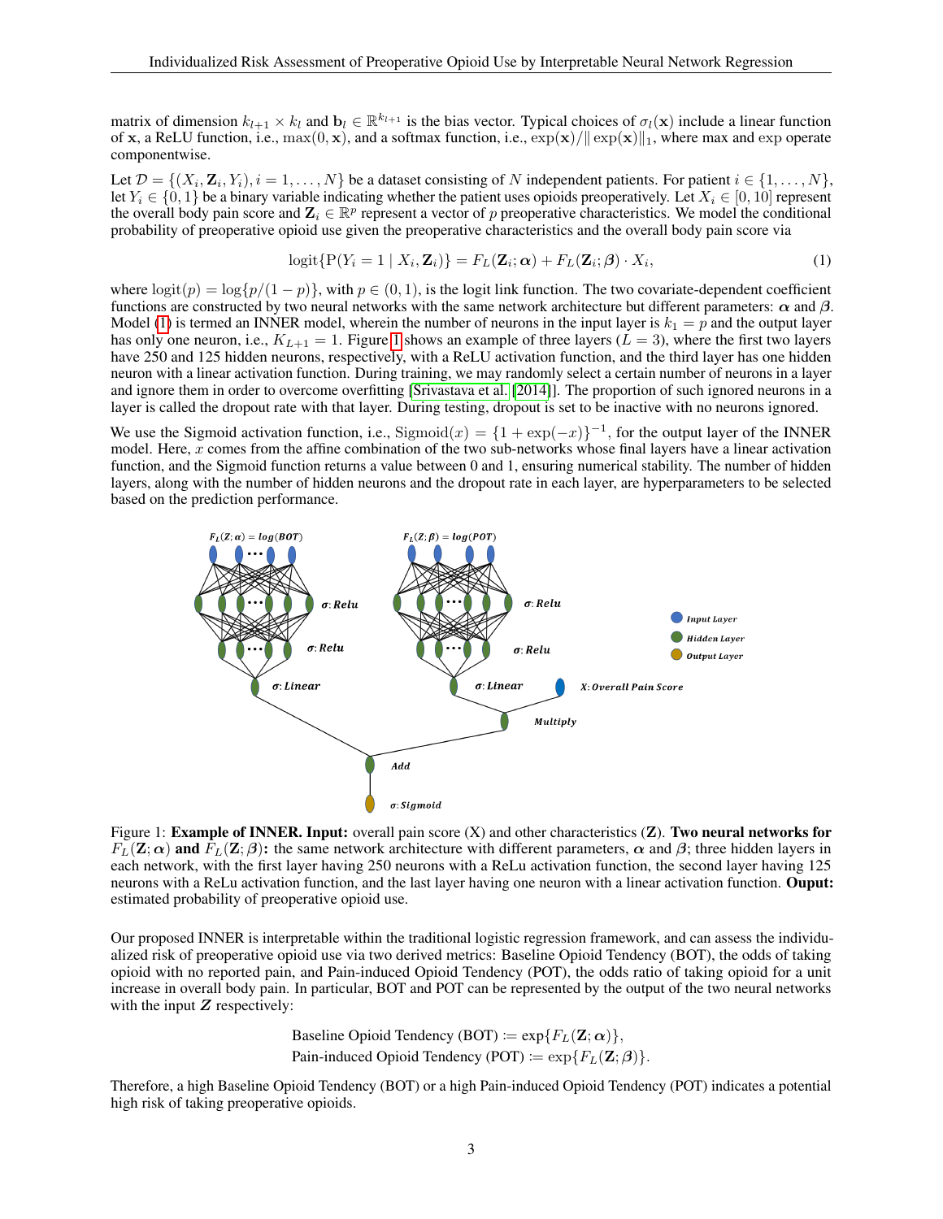matrix of dimension $k_{l+1} \times k_l$ and $\mathbf{b}_l \in \mathbb{R}^{k_{l+1}}$ is the bias vector. Typical choices of $\sigma_l(\mathbf{x})$ include a linear function of $\mathbf{x}$, a ReLU function, i.e., $\max(0, \mathbf{x})$, and a softmax function, i.e., $\exp(\mathbf{x})/\|\exp(\mathbf{x})\|_1$, where max and exp operate componentwise.

Let $\mathcal{D} = \{(X_i, \mathbf{Z}_i, Y_i), i = 1, \ldots, N\}$ be a dataset consisting of $N$ independent patients. For patient $i \in \{1, \ldots, N\}$, let $Y_i \in \{0, 1\}$ be a binary variable indicating whether the patient uses opioids preoperatively. Let $X_i \in [0, 10]$ represent the overall body pain score and $\mathbf{Z}_i \in \mathbb{R}^p$ represent a vector of $p$ preoperative characteristics. We model the conditional probability of preoperative opioid use given the preoperative characteristics and the overall body pain score via

$$\text{logit}\{\text{P}(Y_i = 1 \mid X_i, \mathbf{Z}_i)\} = F_L(\mathbf{Z}_i; \boldsymbol{\alpha}) + F_L(\mathbf{Z}_i; \boldsymbol{\beta}) \cdot X_i, \tag{1}$$

where $\text{logit}(p) = \log\{p/(1-p)\}$, with $p \in (0, 1)$, is the logit link function. The two covariate-dependent coefficient functions are constructed by two neural networks with the same network architecture but different parameters: $\boldsymbol{\alpha}$ and $\boldsymbol{\beta}$. Model (1) is termed an INNER model, wherein the number of neurons in the input layer is $k_1 = p$ and the output layer has only one neuron, i.e., $K_{L+1} = 1$. Figure 1 shows an example of three layers ($L = 3$), where the first two layers have 250 and 125 hidden neurons, respectively, with a ReLU activation function, and the third layer has one hidden neuron with a linear activation function. During training, we may randomly select a certain number of neurons in a layer and ignore them in order to overcome overfitting [Srivastava et al. [2014]]. The proportion of such ignored neurons in a layer is called the dropout rate with that layer. During testing, dropout is set to be inactive with no neurons ignored.

We use the Sigmoid activation function, i.e., $\text{Sigmoid}(x) = \{1 + \exp(-x)\}^{-1}$, for the output layer of the INNER model. Here, $x$ comes from the affine combination of the two sub-networks whose final layers have a linear activation function, and the Sigmoid function returns a value between 0 and 1, ensuring numerical stability. The number of hidden layers, along with the number of hidden neurons and the dropout rate in each layer, are hyperparameters to be selected based on the prediction performance.

Figure 1: **Example of INNER. Input:** overall pain score (X) and other characteristics (**Z**). **Two neural networks for** $F_L(\mathbf{Z}; \boldsymbol{\alpha})$ **and** $F_L(\mathbf{Z}; \boldsymbol{\beta})$**:** the same network architecture with different parameters, $\boldsymbol{\alpha}$ and $\boldsymbol{\beta}$; three hidden layers in each network, with the first layer having 250 neurons with a ReLu activation function, the second layer having 125 neurons with a ReLu activation function, and the last layer having one neuron with a linear activation function. **Ouput:** estimated probability of preoperative opioid use.

Our proposed INNER is interpretable within the traditional logistic regression framework, and can assess the individualized risk of preoperative opioid use via two derived metrics: Baseline Opioid Tendency (BOT), the odds of taking opioid with no reported pain, and Pain-induced Opioid Tendency (POT), the odds ratio of taking opioid for a unit increase in overall body pain. In particular, BOT and POT can be represented by the output of the two neural networks with the input $\boldsymbol{Z}$ respectively:

$$\text{Baseline Opioid Tendency (BOT)} := \exp\{F_L(\mathbf{Z}; \boldsymbol{\alpha})\},$$
$$\text{Pain-induced Opioid Tendency (POT)} := \exp\{F_L(\mathbf{Z}; \boldsymbol{\beta})\}.$$

Therefore, a high Baseline Opioid Tendency (BOT) or a high Pain-induced Opioid Tendency (POT) indicates a potential high risk of taking preoperative opioids.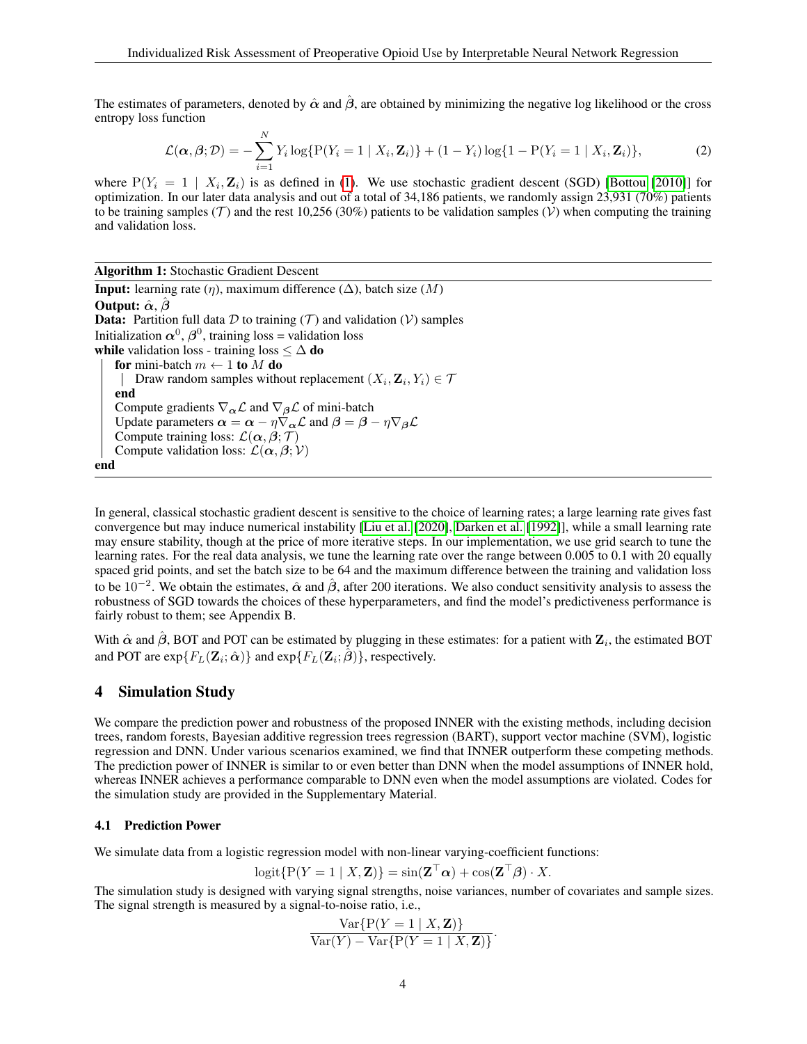The estimates of parameters, denoted by $\hat{\boldsymbol{\alpha}}$ and $\hat{\boldsymbol{\beta}}$, are obtained by minimizing the negative log likelihood or the cross entropy loss function

$$\mathcal{L}(\boldsymbol{\alpha}, \boldsymbol{\beta}; \mathcal{D}) = -\sum_{i=1}^{N} Y_i \log\{\mathrm{P}(Y_i = 1 \mid X_i, \mathbf{Z}_i)\} + (1 - Y_i) \log\{1 - \mathrm{P}(Y_i = 1 \mid X_i, \mathbf{Z}_i)\}, \tag{2}$$

where $\mathrm{P}(Y_i = 1 \mid X_i, \mathbf{Z}_i)$ is as defined in (1). We use stochastic gradient descent (SGD) [Bottou [2010]] for optimization. In our later data analysis and out of a total of 34,186 patients, we randomly assign 23,931 (70%) patients to be training samples ($\mathcal{T}$) and the rest 10,256 (30%) patients to be validation samples ($\mathcal{V}$) when computing the training and validation loss.

**Algorithm 1:** Stochastic Gradient Descent

**Input:** learning rate ($\eta$), maximum difference ($\Delta$), batch size ($M$)
**Output:** $\hat{\boldsymbol{\alpha}}$, $\hat{\boldsymbol{\beta}}$
**Data:** Partition full data $\mathcal{D}$ to training ($\mathcal{T}$) and validation ($\mathcal{V}$) samples
Initialization $\boldsymbol{\alpha}^0$, $\boldsymbol{\beta}^0$, training loss = validation loss
**while** validation loss - training loss $\leq \Delta$ **do**
  **for** mini-batch $m \leftarrow 1$ **to** $M$ **do**
    Draw random samples without replacement $(X_i, \mathbf{Z}_i, Y_i) \in \mathcal{T}$
  **end**
  Compute gradients $\nabla_{\boldsymbol{\alpha}} \mathcal{L}$ and $\nabla_{\boldsymbol{\beta}} \mathcal{L}$ of mini-batch
  Update parameters $\boldsymbol{\alpha} = \boldsymbol{\alpha} - \eta \nabla_{\boldsymbol{\alpha}} \mathcal{L}$ and $\boldsymbol{\beta} = \boldsymbol{\beta} - \eta \nabla_{\boldsymbol{\beta}} \mathcal{L}$
  Compute training loss: $\mathcal{L}(\boldsymbol{\alpha}, \boldsymbol{\beta}; \mathcal{T})$
  Compute validation loss: $\mathcal{L}(\boldsymbol{\alpha}, \boldsymbol{\beta}; \mathcal{V})$
**end**

In general, classical stochastic gradient descent is sensitive to the choice of learning rates; a large learning rate gives fast convergence but may induce numerical instability [Liu et al. [2020], Darken et al. [1992]], while a small learning rate may ensure stability, though at the price of more iterative steps. In our implementation, we use grid search to tune the learning rates. For the real data analysis, we tune the learning rate over the range between 0.005 to 0.1 with 20 equally spaced grid points, and set the batch size to be 64 and the maximum difference between the training and validation loss to be $10^{-2}$. We obtain the estimates, $\hat{\boldsymbol{\alpha}}$ and $\hat{\boldsymbol{\beta}}$, after 200 iterations. We also conduct sensitivity analysis to assess the robustness of SGD towards the choices of these hyperparameters, and find the model's predictiveness performance is fairly robust to them; see Appendix B.

With $\hat{\boldsymbol{\alpha}}$ and $\hat{\boldsymbol{\beta}}$, BOT and POT can be estimated by plugging in these estimates: for a patient with $\mathbf{Z}_i$, the estimated BOT and POT are $\exp\{F_L(\mathbf{Z}_i; \hat{\boldsymbol{\alpha}})\}$ and $\exp\{F_L(\mathbf{Z}_i; \hat{\boldsymbol{\beta}})\}$, respectively.

## 4 Simulation Study

We compare the prediction power and robustness of the proposed INNER with the existing methods, including decision trees, random forests, Bayesian additive regression trees regression (BART), support vector machine (SVM), logistic regression and DNN. Under various scenarios examined, we find that INNER outperform these competing methods. The prediction power of INNER is similar to or even better than DNN when the model assumptions of INNER hold, whereas INNER achieves a performance comparable to DNN even when the model assumptions are violated. Codes for the simulation study are provided in the Supplementary Material.

### 4.1 Prediction Power

We simulate data from a logistic regression model with non-linear varying-coefficient functions:

$$\mathrm{logit}\{\mathrm{P}(Y = 1 \mid X, \mathbf{Z})\} = \sin(\mathbf{Z}^\top \boldsymbol{\alpha}) + \cos(\mathbf{Z}^\top \boldsymbol{\beta}) \cdot X.$$

The simulation study is designed with varying signal strengths, noise variances, number of covariates and sample sizes. The signal strength is measured by a signal-to-noise ratio, i.e.,

$$\frac{\mathrm{Var}\{\mathrm{P}(Y = 1 \mid X, \mathbf{Z})\}}{\mathrm{Var}(Y) - \mathrm{Var}\{\mathrm{P}(Y = 1 \mid X, \mathbf{Z})\}}.$$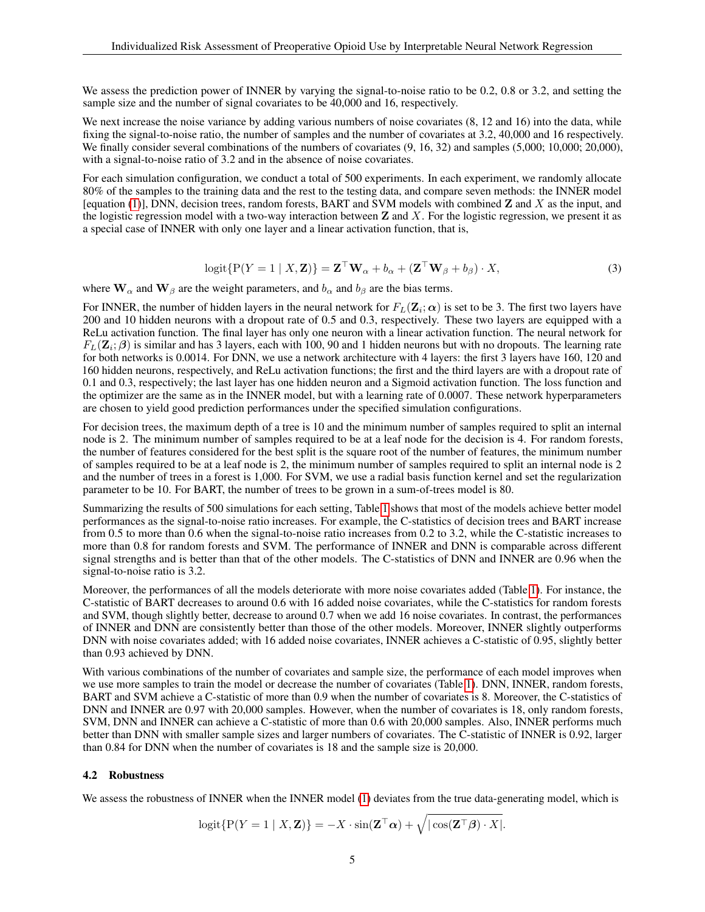We assess the prediction power of INNER by varying the signal-to-noise ratio to be 0.2, 0.8 or 3.2, and setting the sample size and the number of signal covariates to be 40,000 and 16, respectively.

We next increase the noise variance by adding various numbers of noise covariates (8, 12 and 16) into the data, while fixing the signal-to-noise ratio, the number of samples and the number of covariates at 3.2, 40,000 and 16 respectively. We finally consider several combinations of the numbers of covariates (9, 16, 32) and samples (5,000; 10,000; 20,000), with a signal-to-noise ratio of 3.2 and in the absence of noise covariates.

For each simulation configuration, we conduct a total of 500 experiments. In each experiment, we randomly allocate 80% of the samples to the training data and the rest to the testing data, and compare seven methods: the INNER model [equation (1)], DNN, decision trees, random forests, BART and SVM models with combined $\mathbf{Z}$ and $X$ as the input, and the logistic regression model with a two-way interaction between $\mathbf{Z}$ and $X$. For the logistic regression, we present it as a special case of INNER with only one layer and a linear activation function, that is,

$$\text{logit}\{\text{P}(Y = 1 \mid X, \mathbf{Z})\} = \mathbf{Z}^\top \mathbf{W}_\alpha + b_\alpha + (\mathbf{Z}^\top \mathbf{W}_\beta + b_\beta) \cdot X, \tag{3}$$

where $\mathbf{W}_\alpha$ and $\mathbf{W}_\beta$ are the weight parameters, and $b_\alpha$ and $b_\beta$ are the bias terms.

For INNER, the number of hidden layers in the neural network for $F_L(\mathbf{Z}_i; \boldsymbol{\alpha})$ is set to be 3. The first two layers have 200 and 10 hidden neurons with a dropout rate of 0.5 and 0.3, respectively. These two layers are equipped with a ReLu activation function. The final layer has only one neuron with a linear activation function. The neural network for $F_L(\mathbf{Z}_i; \boldsymbol{\beta})$ is similar and has 3 layers, each with 100, 90 and 1 hidden neurons but with no dropouts. The learning rate for both networks is 0.0014. For DNN, we use a network architecture with 4 layers: the first 3 layers have 160, 120 and 160 hidden neurons, respectively, and ReLu activation functions; the first and the third layers are with a dropout rate of 0.1 and 0.3, respectively; the last layer has one hidden neuron and a Sigmoid activation function. The loss function and the optimizer are the same as in the INNER model, but with a learning rate of 0.0007. These network hyperparameters are chosen to yield good prediction performances under the specified simulation configurations.

For decision trees, the maximum depth of a tree is 10 and the minimum number of samples required to split an internal node is 2. The minimum number of samples required to be at a leaf node for the decision is 4. For random forests, the number of features considered for the best split is the square root of the number of features, the minimum number of samples required to be at a leaf node is 2, the minimum number of samples required to split an internal node is 2 and the number of trees in a forest is 1,000. For SVM, we use a radial basis function kernel and set the regularization parameter to be 10. For BART, the number of trees to be grown in a sum-of-trees model is 80.

Summarizing the results of 500 simulations for each setting, Table 1 shows that most of the models achieve better model performances as the signal-to-noise ratio increases. For example, the C-statistics of decision trees and BART increase from 0.5 to more than 0.6 when the signal-to-noise ratio increases from 0.2 to 3.2, while the C-statistic increases to more than 0.8 for random forests and SVM. The performance of INNER and DNN is comparable across different signal strengths and is better than that of the other models. The C-statistics of DNN and INNER are 0.96 when the signal-to-noise ratio is 3.2.

Moreover, the performances of all the models deteriorate with more noise covariates added (Table 1). For instance, the C-statistic of BART decreases to around 0.6 with 16 added noise covariates, while the C-statistics for random forests and SVM, though slightly better, decrease to around 0.7 when we add 16 noise covariates. In contrast, the performances of INNER and DNN are consistently better than those of the other models. Moreover, INNER slightly outperforms DNN with noise covariates added; with 16 added noise covariates, INNER achieves a C-statistic of 0.95, slightly better than 0.93 achieved by DNN.

With various combinations of the number of covariates and sample size, the performance of each model improves when we use more samples to train the model or decrease the number of covariates (Table 1). DNN, INNER, random forests, BART and SVM achieve a C-statistic of more than 0.9 when the number of covariates is 8. Moreover, the C-statistics of DNN and INNER are 0.97 with 20,000 samples. However, when the number of covariates is 18, only random forests, SVM, DNN and INNER can achieve a C-statistic of more than 0.6 with 20,000 samples. Also, INNER performs much better than DNN with smaller sample sizes and larger numbers of covariates. The C-statistic of INNER is 0.92, larger than 0.84 for DNN when the number of covariates is 18 and the sample size is 20,000.

### 4.2 Robustness

We assess the robustness of INNER when the INNER model (1) deviates from the true data-generating model, which is

$$\text{logit}\{\text{P}(Y = 1 \mid X, \mathbf{Z})\} = -X \cdot \sin(\mathbf{Z}^\top \boldsymbol{\alpha}) + \sqrt{|\cos(\mathbf{Z}^\top \boldsymbol{\beta}) \cdot X|}.$$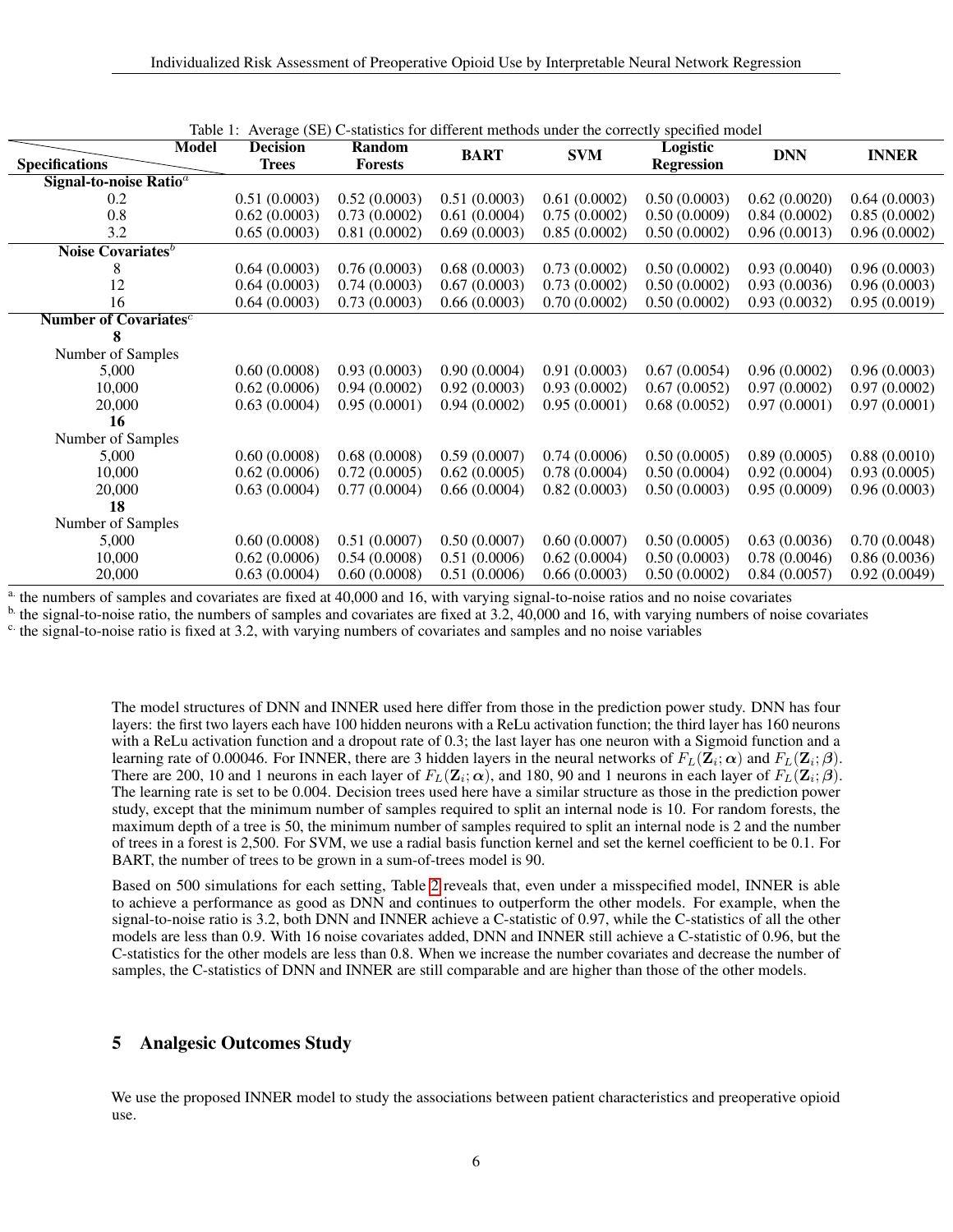Table 1: Average (SE) C-statistics for different methods under the correctly specified model

| Specifications \ Model | Decision Trees | Random Forests | BART | SVM | Logistic Regression | DNN | INNER |
|---|---|---|---|---|---|---|---|
| **Signal-to-noise Ratio**[a] | | | | | | | |
| 0.2 | 0.51 (0.0003) | 0.52 (0.0003) | 0.51 (0.0003) | 0.61 (0.0002) | 0.50 (0.0003) | 0.62 (0.0020) | 0.64 (0.0003) |
| 0.8 | 0.62 (0.0003) | 0.73 (0.0002) | 0.61 (0.0004) | 0.75 (0.0002) | 0.50 (0.0009) | 0.84 (0.0002) | 0.85 (0.0002) |
| 3.2 | 0.65 (0.0003) | 0.81 (0.0002) | 0.69 (0.0003) | 0.85 (0.0002) | 0.50 (0.0002) | 0.96 (0.0013) | 0.96 (0.0002) |
| **Noise Covariates**[b] | | | | | | | |
| 8 | 0.64 (0.0003) | 0.76 (0.0003) | 0.68 (0.0003) | 0.73 (0.0002) | 0.50 (0.0002) | 0.93 (0.0040) | 0.96 (0.0003) |
| 12 | 0.64 (0.0003) | 0.74 (0.0003) | 0.67 (0.0003) | 0.73 (0.0002) | 0.50 (0.0002) | 0.93 (0.0036) | 0.96 (0.0003) |
| 16 | 0.64 (0.0003) | 0.73 (0.0003) | 0.66 (0.0003) | 0.70 (0.0002) | 0.50 (0.0002) | 0.93 (0.0032) | 0.95 (0.0019) |
| **Number of Covariates**[c] | | | | | | | |
| **8** | | | | | | | |
| Number of Samples | | | | | | | |
| 5,000 | 0.60 (0.0008) | 0.93 (0.0003) | 0.90 (0.0004) | 0.91 (0.0003) | 0.67 (0.0054) | 0.96 (0.0002) | 0.96 (0.0003) |
| 10,000 | 0.62 (0.0006) | 0.94 (0.0002) | 0.92 (0.0003) | 0.93 (0.0002) | 0.67 (0.0052) | 0.97 (0.0002) | 0.97 (0.0002) |
| 20,000 | 0.63 (0.0004) | 0.95 (0.0001) | 0.94 (0.0002) | 0.95 (0.0001) | 0.68 (0.0052) | 0.97 (0.0001) | 0.97 (0.0001) |
| **16** | | | | | | | |
| Number of Samples | | | | | | | |
| 5,000 | 0.60 (0.0008) | 0.68 (0.0008) | 0.59 (0.0007) | 0.74 (0.0006) | 0.50 (0.0005) | 0.89 (0.0005) | 0.88 (0.0010) |
| 10,000 | 0.62 (0.0006) | 0.72 (0.0005) | 0.62 (0.0005) | 0.78 (0.0004) | 0.50 (0.0004) | 0.92 (0.0004) | 0.93 (0.0005) |
| 20,000 | 0.63 (0.0004) | 0.77 (0.0004) | 0.66 (0.0004) | 0.82 (0.0003) | 0.50 (0.0003) | 0.95 (0.0009) | 0.96 (0.0003) |
| **18** | | | | | | | |
| Number of Samples | | | | | | | |
| 5,000 | 0.60 (0.0008) | 0.51 (0.0007) | 0.50 (0.0007) | 0.60 (0.0007) | 0.50 (0.0005) | 0.63 (0.0036) | 0.70 (0.0048) |
| 10,000 | 0.62 (0.0006) | 0.54 (0.0008) | 0.51 (0.0006) | 0.62 (0.0004) | 0.50 (0.0003) | 0.78 (0.0046) | 0.86 (0.0036) |
| 20,000 | 0.63 (0.0004) | 0.60 (0.0008) | 0.51 (0.0006) | 0.66 (0.0003) | 0.50 (0.0002) | 0.84 (0.0057) | 0.92 (0.0049) |

[a.] the numbers of samples and covariates are fixed at 40,000 and 16, with varying signal-to-noise ratios and no noise covariates
[b.] the signal-to-noise ratio, the numbers of samples and covariates are fixed at 3.2, 40,000 and 16, with varying numbers of noise covariates
[c.] the signal-to-noise ratio is fixed at 3.2, with varying numbers of covariates and samples and no noise variables

The model structures of DNN and INNER used here differ from those in the prediction power study. DNN has four layers: the first two layers each have 100 hidden neurons with a ReLu activation function; the third layer has 160 neurons with a ReLu activation function and a dropout rate of 0.3; the last layer has one neuron with a Sigmoid function and a learning rate of 0.00046. For INNER, there are 3 hidden layers in the neural networks of $F_L(\mathbf{Z}_i;\boldsymbol{\alpha})$ and $F_L(\mathbf{Z}_i;\boldsymbol{\beta})$. There are 200, 10 and 1 neurons in each layer of $F_L(\mathbf{Z}_i;\boldsymbol{\alpha})$, and 180, 90 and 1 neurons in each layer of $F_L(\mathbf{Z}_i;\boldsymbol{\beta})$. The learning rate is set to be 0.004. Decision trees used here have a similar structure as those in the prediction power study, except that the minimum number of samples required to split an internal node is 10. For random forests, the maximum depth of a tree is 50, the minimum number of samples required to split an internal node is 2 and the number of trees in a forest is 2,500. For SVM, we use a radial basis function kernel and set the kernel coefficient to be 0.1. For BART, the number of trees to be grown in a sum-of-trees model is 90.

Based on 500 simulations for each setting, Table 2 reveals that, even under a misspecified model, INNER is able to achieve a performance as good as DNN and continues to outperform the other models. For example, when the signal-to-noise ratio is 3.2, both DNN and INNER achieve a C-statistic of 0.97, while the C-statistics of all the other models are less than 0.9. With 16 noise covariates added, DNN and INNER still achieve a C-statistic of 0.96, but the C-statistics for the other models are less than 0.8. When we increase the number covariates and decrease the number of samples, the C-statistics of DNN and INNER are still comparable and are higher than those of the other models.

## 5 Analgesic Outcomes Study

We use the proposed INNER model to study the associations between patient characteristics and preoperative opioid use.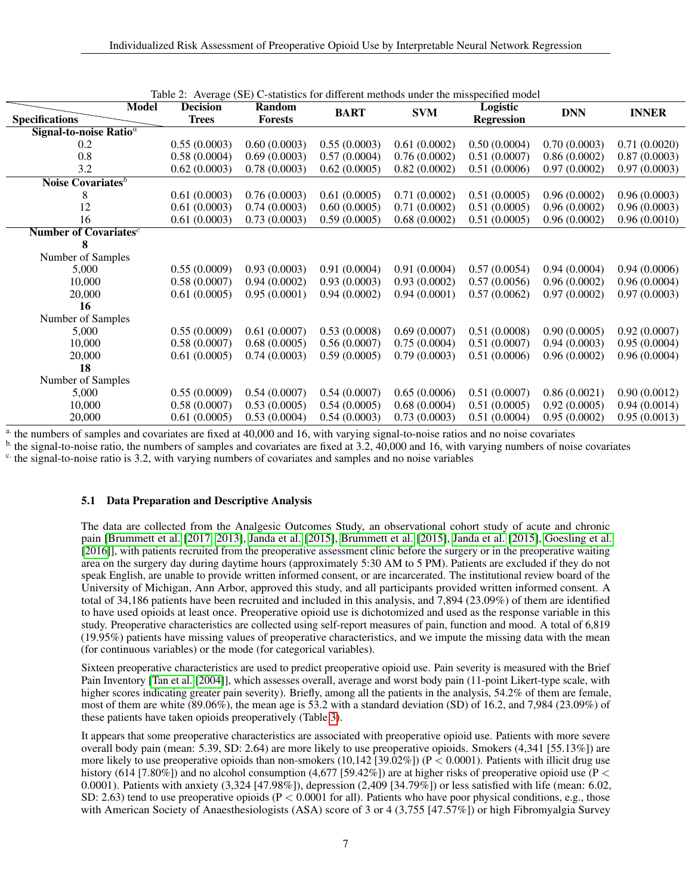Table 2: Average (SE) C-statistics for different methods under the misspecified model

| Specifications \ Model | Decision Trees | Random Forests | BART | SVM | Logistic Regression | DNN | INNER |
|---|---|---|---|---|---|---|---|
| **Signal-to-noise Ratio**[a] | | | | | | | |
| 0.2 | 0.55 (0.0003) | 0.60 (0.0003) | 0.55 (0.0003) | 0.61 (0.0002) | 0.50 (0.0004) | 0.70 (0.0003) | 0.71 (0.0020) |
| 0.8 | 0.58 (0.0004) | 0.69 (0.0003) | 0.57 (0.0004) | 0.76 (0.0002) | 0.51 (0.0007) | 0.86 (0.0002) | 0.87 (0.0003) |
| 3.2 | 0.62 (0.0003) | 0.78 (0.0003) | 0.62 (0.0005) | 0.82 (0.0002) | 0.51 (0.0006) | 0.97 (0.0002) | 0.97 (0.0003) |
| **Noise Covariates**[b] | | | | | | | |
| 8 | 0.61 (0.0003) | 0.76 (0.0003) | 0.61 (0.0005) | 0.71 (0.0002) | 0.51 (0.0005) | 0.96 (0.0002) | 0.96 (0.0003) |
| 12 | 0.61 (0.0003) | 0.74 (0.0003) | 0.60 (0.0005) | 0.71 (0.0002) | 0.51 (0.0005) | 0.96 (0.0002) | 0.96 (0.0003) |
| 16 | 0.61 (0.0003) | 0.73 (0.0003) | 0.59 (0.0005) | 0.68 (0.0002) | 0.51 (0.0005) | 0.96 (0.0002) | 0.96 (0.0010) |
| **Number of Covariates**[c] | | | | | | | |
| **8** | | | | | | | |
| Number of Samples | | | | | | | |
| 5,000 | 0.55 (0.0009) | 0.93 (0.0003) | 0.91 (0.0004) | 0.91 (0.0004) | 0.57 (0.0054) | 0.94 (0.0004) | 0.94 (0.0006) |
| 10,000 | 0.58 (0.0007) | 0.94 (0.0002) | 0.93 (0.0003) | 0.93 (0.0002) | 0.57 (0.0056) | 0.96 (0.0002) | 0.96 (0.0004) |
| 20,000 | 0.61 (0.0005) | 0.95 (0.0001) | 0.94 (0.0002) | 0.94 (0.0001) | 0.57 (0.0062) | 0.97 (0.0002) | 0.97 (0.0003) |
| **16** | | | | | | | |
| Number of Samples | | | | | | | |
| 5,000 | 0.55 (0.0009) | 0.61 (0.0007) | 0.53 (0.0008) | 0.69 (0.0007) | 0.51 (0.0008) | 0.90 (0.0005) | 0.92 (0.0007) |
| 10,000 | 0.58 (0.0007) | 0.68 (0.0005) | 0.56 (0.0007) | 0.75 (0.0004) | 0.51 (0.0007) | 0.94 (0.0003) | 0.95 (0.0004) |
| 20,000 | 0.61 (0.0005) | 0.74 (0.0003) | 0.59 (0.0005) | 0.79 (0.0003) | 0.51 (0.0006) | 0.96 (0.0002) | 0.96 (0.0004) |
| **18** | | | | | | | |
| Number of Samples | | | | | | | |
| 5,000 | 0.55 (0.0009) | 0.54 (0.0007) | 0.54 (0.0007) | 0.65 (0.0006) | 0.51 (0.0007) | 0.86 (0.0021) | 0.90 (0.0012) |
| 10,000 | 0.58 (0.0007) | 0.53 (0.0005) | 0.54 (0.0005) | 0.68 (0.0004) | 0.51 (0.0005) | 0.92 (0.0005) | 0.94 (0.0014) |
| 20,000 | 0.61 (0.0005) | 0.53 (0.0004) | 0.54 (0.0003) | 0.73 (0.0003) | 0.51 (0.0004) | 0.95 (0.0002) | 0.95 (0.0013) |

[a] the numbers of samples and covariates are fixed at 40,000 and 16, with varying signal-to-noise ratios and no noise covariates

[b] the signal-to-noise ratio, the numbers of samples and covariates are fixed at 3.2, 40,000 and 16, with varying numbers of noise covariates

[c] the signal-to-noise ratio is 3.2, with varying numbers of covariates and samples and no noise variables

### 5.1 Data Preparation and Descriptive Analysis

The data are collected from the Analgesic Outcomes Study, an observational cohort study of acute and chronic pain [Brummett et al. [2017, 2013], Janda et al. [2015], Brummett et al. [2015], Janda et al. [2015], Goesling et al. [2016]], with patients recruited from the preoperative assessment clinic before the surgery or in the preoperative waiting area on the surgery day during daytime hours (approximately 5:30 AM to 5 PM). Patients are excluded if they do not speak English, are unable to provide written informed consent, or are incarcerated. The institutional review board of the University of Michigan, Ann Arbor, approved this study, and all participants provided written informed consent. A total of 34,186 patients have been recruited and included in this analysis, and 7,894 (23.09%) of them are identified to have used opioids at least once. Preoperative opioid use is dichotomized and used as the response variable in this study. Preoperative characteristics are collected using self-report measures of pain, function and mood. A total of 6,819 (19.95%) patients have missing values of preoperative characteristics, and we impute the missing data with the mean (for continuous variables) or the mode (for categorical variables).

Sixteen preoperative characteristics are used to predict preoperative opioid use. Pain severity is measured with the Brief Pain Inventory [Tan et al. [2004]], which assesses overall, average and worst body pain (11-point Likert-type scale, with higher scores indicating greater pain severity). Briefly, among all the patients in the analysis, 54.2% of them are female, most of them are white (89.06%), the mean age is 53.2 with a standard deviation (SD) of 16.2, and 7,984 (23.09%) of these patients have taken opioids preoperatively (Table 3).

It appears that some preoperative characteristics are associated with preoperative opioid use. Patients with more severe overall body pain (mean: 5.39, SD: 2.64) are more likely to use preoperative opioids. Smokers (4,341 [55.13%]) are more likely to use preoperative opioids than non-smokers (10,142 [39.02%]) ($P < 0.0001$). Patients with illicit drug use history (614 [7.80%]) and no alcohol consumption (4,677 [59.42%]) are at higher risks of preoperative opioid use ($P < 0.0001$). Patients with anxiety (3,324 [47.98%]), depression (2,409 [34.79%]) or less satisfied with life (mean: 6.02, SD: 2.63) tend to use preoperative opioids ($P < 0.0001$ for all). Patients who have poor physical conditions, e.g., those with American Society of Anaesthesiologists (ASA) score of 3 or 4 (3,755 [47.57%]) or high Fibromyalgia Survey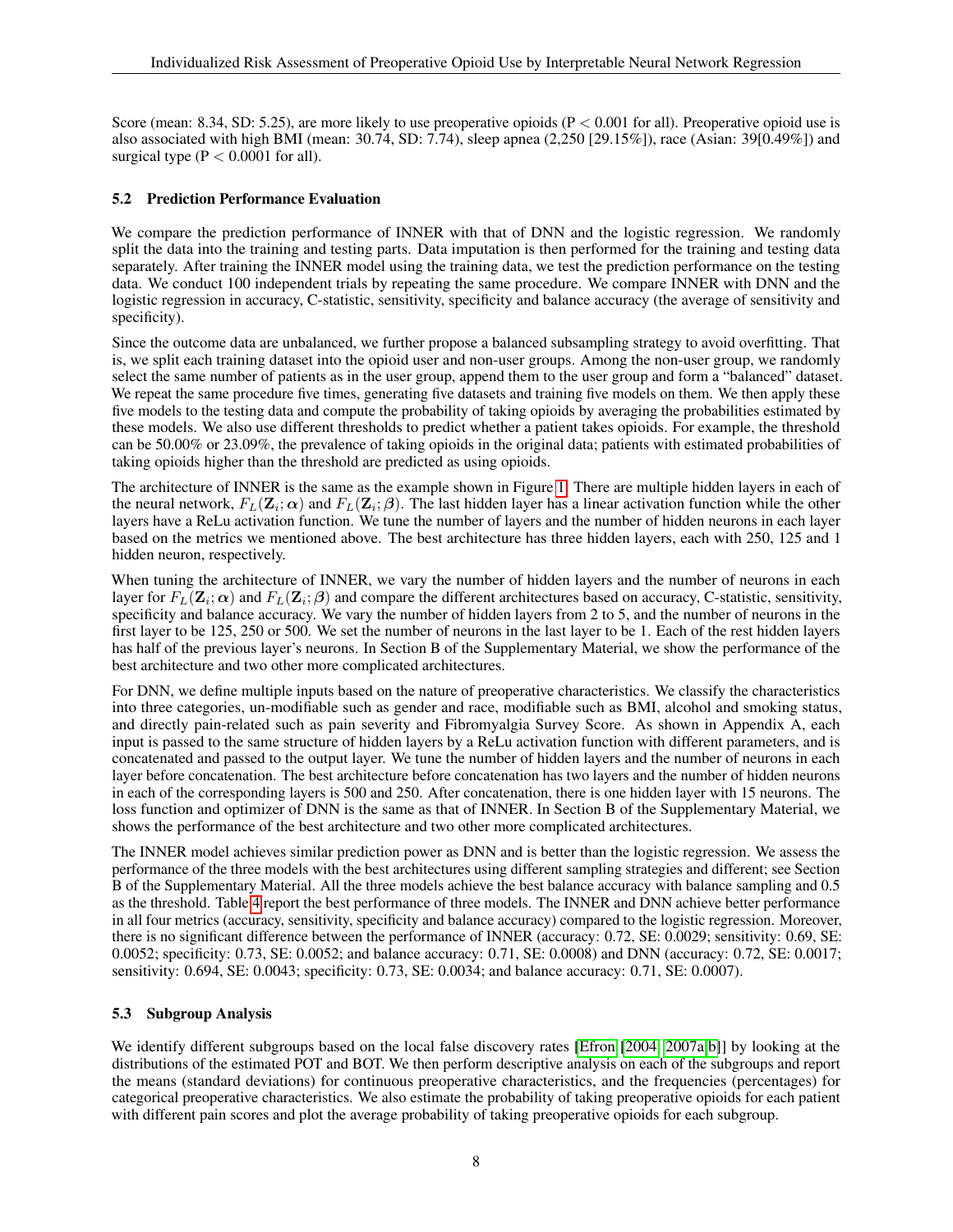Score (mean: 8.34, SD: 5.25), are more likely to use preoperative opioids ($P < 0.001$ for all). Preoperative opioid use is also associated with high BMI (mean: 30.74, SD: 7.74), sleep apnea (2,250 [29.15%]), race (Asian: 39[0.49%]) and surgical type ($P < 0.0001$ for all).

### 5.2 Prediction Performance Evaluation

We compare the prediction performance of INNER with that of DNN and the logistic regression. We randomly split the data into the training and testing parts. Data imputation is then performed for the training and testing data separately. After training the INNER model using the training data, we test the prediction performance on the testing data. We conduct 100 independent trials by repeating the same procedure. We compare INNER with DNN and the logistic regression in accuracy, C-statistic, sensitivity, specificity and balance accuracy (the average of sensitivity and specificity).

Since the outcome data are unbalanced, we further propose a balanced subsampling strategy to avoid overfitting. That is, we split each training dataset into the opioid user and non-user groups. Among the non-user group, we randomly select the same number of patients as in the user group, append them to the user group and form a "balanced" dataset. We repeat the same procedure five times, generating five datasets and training five models on them. We then apply these five models to the testing data and compute the probability of taking opioids by averaging the probabilities estimated by these models. We also use different thresholds to predict whether a patient takes opioids. For example, the threshold can be 50.00% or 23.09%, the prevalence of taking opioids in the original data; patients with estimated probabilities of taking opioids higher than the threshold are predicted as using opioids.

The architecture of INNER is the same as the example shown in Figure 1. There are multiple hidden layers in each of the neural network, $F_L(\mathbf{Z}_i; \boldsymbol{\alpha})$ and $F_L(\mathbf{Z}_i; \boldsymbol{\beta})$. The last hidden layer has a linear activation function while the other layers have a ReLu activation function. We tune the number of layers and the number of hidden neurons in each layer based on the metrics we mentioned above. The best architecture has three hidden layers, each with 250, 125 and 1 hidden neuron, respectively.

When tuning the architecture of INNER, we vary the number of hidden layers and the number of neurons in each layer for $F_L(\mathbf{Z}_i; \boldsymbol{\alpha})$ and $F_L(\mathbf{Z}_i; \boldsymbol{\beta})$ and compare the different architectures based on accuracy, C-statistic, sensitivity, specificity and balance accuracy. We vary the number of hidden layers from 2 to 5, and the number of neurons in the first layer to be 125, 250 or 500. We set the number of neurons in the last layer to be 1. Each of the rest hidden layers has half of the previous layer's neurons. In Section B of the Supplementary Material, we show the performance of the best architecture and two other more complicated architectures.

For DNN, we define multiple inputs based on the nature of preoperative characteristics. We classify the characteristics into three categories, un-modifiable such as gender and race, modifiable such as BMI, alcohol and smoking status, and directly pain-related such as pain severity and Fibromyalgia Survey Score. As shown in Appendix A, each input is passed to the same structure of hidden layers by a ReLu activation function with different parameters, and is concatenated and passed to the output layer. We tune the number of hidden layers and the number of neurons in each layer before concatenation. The best architecture before concatenation has two layers and the number of hidden neurons in each of the corresponding layers is 500 and 250. After concatenation, there is one hidden layer with 15 neurons. The loss function and optimizer of DNN is the same as that of INNER. In Section B of the Supplementary Material, we shows the performance of the best architecture and two other more complicated architectures.

The INNER model achieves similar prediction power as DNN and is better than the logistic regression. We assess the performance of the three models with the best architectures using different sampling strategies and different; see Section B of the Supplementary Material. All the three models achieve the best balance accuracy with balance sampling and 0.5 as the threshold. Table 4 report the best performance of three models. The INNER and DNN achieve better performance in all four metrics (accuracy, sensitivity, specificity and balance accuracy) compared to the logistic regression. Moreover, there is no significant difference between the performance of INNER (accuracy: 0.72, SE: 0.0029; sensitivity: 0.69, SE: 0.0052; specificity: 0.73, SE: 0.0052; and balance accuracy: 0.71, SE: 0.0008) and DNN (accuracy: 0.72, SE: 0.0017; sensitivity: 0.694, SE: 0.0043; specificity: 0.73, SE: 0.0034; and balance accuracy: 0.71, SE: 0.0007).

### 5.3 Subgroup Analysis

We identify different subgroups based on the local false discovery rates [Efron [2004, 2007a,b]] by looking at the distributions of the estimated POT and BOT. We then perform descriptive analysis on each of the subgroups and report the means (standard deviations) for continuous preoperative characteristics, and the frequencies (percentages) for categorical preoperative characteristics. We also estimate the probability of taking preoperative opioids for each patient with different pain scores and plot the average probability of taking preoperative opioids for each subgroup.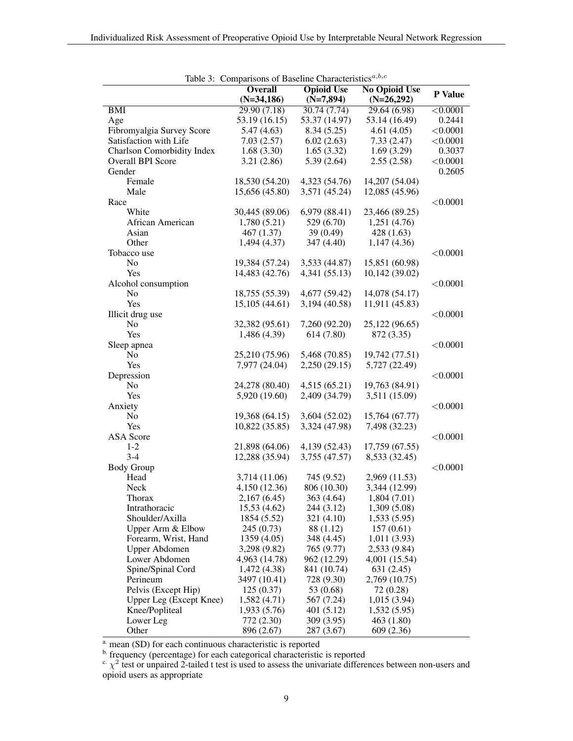Table 3: Comparisons of Baseline Characteristics[a,b,c]

| | Overall (N=34,186) | Opioid Use (N=7,894) | No Opioid Use (N=26,292) | P Value |
|---|---|---|---|---|
| BMI | 29.90 (7.18) | 30.74 (7.74) | 29.64 (6.98) | <0.0001 |
| Age | 53.19 (16.15) | 53.37 (14.97) | 53.14 (16.49) | 0.2441 |
| Fibromyalgia Survey Score | 5.47 (4.63) | 8.34 (5.25) | 4.61 (4.05) | <0.0001 |
| Satisfaction with Life | 7.03 (2.57) | 6.02 (2.63) | 7.33 (2.47) | <0.0001 |
| Charlson Comorbidity Index | 1.68 (3.30) | 1.65 (3.32) | 1.69 (3.29) | 0.3037 |
| Overall BPI Score | 3.21 (2.86) | 5.39 (2.64) | 2.55 (2.58) | <0.0001 |
| Gender | | | | 0.2605 |
| Female | 18,530 (54.20) | 4,323 (54.76) | 14,207 (54.04) | |
| Male | 15,656 (45.80) | 3,571 (45.24) | 12,085 (45.96) | |
| Race | | | | <0.0001 |
| White | 30,445 (89.06) | 6,979 (88.41) | 23,466 (89.25) | |
| African American | 1,780 (5.21) | 529 (6.70) | 1,251 (4.76) | |
| Asian | 467 (1.37) | 39 (0.49) | 428 (1.63) | |
| Other | 1,494 (4.37) | 347 (4.40) | 1,147 (4.36) | |
| Tobacco use | | | | <0.0001 |
| No | 19,384 (57.24) | 3,533 (44.87) | 15,851 (60.98) | |
| Yes | 14,483 (42.76) | 4,341 (55.13) | 10,142 (39.02) | |
| Alcohol consumption | | | | <0.0001 |
| No | 18,755 (55.39) | 4,677 (59.42) | 14,078 (54.17) | |
| Yes | 15,105 (44.61) | 3,194 (40.58) | 11,911 (45.83) | |
| Illicit drug use | | | | <0.0001 |
| No | 32,382 (95.61) | 7,260 (92.20) | 25,122 (96.65) | |
| Yes | 1,486 (4.39) | 614 (7.80) | 872 (3.35) | |
| Sleep apnea | | | | <0.0001 |
| No | 25,210 (75.96) | 5,468 (70.85) | 19,742 (77.51) | |
| Yes | 7,977 (24.04) | 2,250 (29.15) | 5,727 (22.49) | |
| Depression | | | | <0.0001 |
| No | 24,278 (80.40) | 4,515 (65.21) | 19,763 (84.91) | |
| Yes | 5,920 (19.60) | 2,409 (34.79) | 3,511 (15.09) | |
| Anxiety | | | | <0.0001 |
| No | 19,368 (64.15) | 3,604 (52.02) | 15,764 (67.77) | |
| Yes | 10,822 (35.85) | 3,324 (47.98) | 7,498 (32.23) | |
| ASA Score | | | | <0.0001 |
| 1-2 | 21,898 (64.06) | 4,139 (52.43) | 17,759 (67.55) | |
| 3-4 | 12,288 (35.94) | 3,755 (47.57) | 8,533 (32.45) | |
| Body Group | | | | <0.0001 |
| Head | 3,714 (11.06) | 745 (9.52) | 2,969 (11.53) | |
| Neck | 4,150 (12.36) | 806 (10.30) | 3,344 (12.99) | |
| Thorax | 2,167 (6.45) | 363 (4.64) | 1,804 (7.01) | |
| Intrathoracic | 15,53 (4.62) | 244 (3.12) | 1,309 (5.08) | |
| Shoulder/Axilla | 1854 (5.52) | 321 (4.10) | 1,533 (5.95) | |
| Upper Arm & Elbow | 245 (0.73) | 88 (1.12) | 157 (0.61) | |
| Forearm, Wrist, Hand | 1359 (4.05) | 348 (4.45) | 1,011 (3.93) | |
| Upper Abdomen | 3,298 (9.82) | 765 (9.77) | 2,533 (9.84) | |
| Lower Abdomen | 4,963 (14.78) | 962 (12.29) | 4,001 (15.54) | |
| Spine/Spinal Cord | 1,472 (4.38) | 841 (10.74) | 631 (2.45) | |
| Perineum | 3497 (10.41) | 728 (9.30) | 2,769 (10.75) | |
| Pelvis (Except Hip) | 125 (0.37) | 53 (0.68) | 72 (0.28) | |
| Upper Leg (Except Knee) | 1,582 (4.71) | 567 (7.24) | 1,015 (3.94) | |
| Knee/Popliteal | 1,933 (5.76) | 401 (5.12) | 1,532 (5.95) | |
| Lower Leg | 772 (2.30) | 309 (3.95) | 463 (1.80) | |
| Other | 896 (2.67) | 287 (3.67) | 609 (2.36) | |

[a] mean (SD) for each continuous characteristic is reported

[b] frequency (percentage) for each categorical characteristic is reported

[c] $\chi^2$ test or unpaired 2-tailed t test is used to assess the univariate differences between non-users and opioid users as appropriate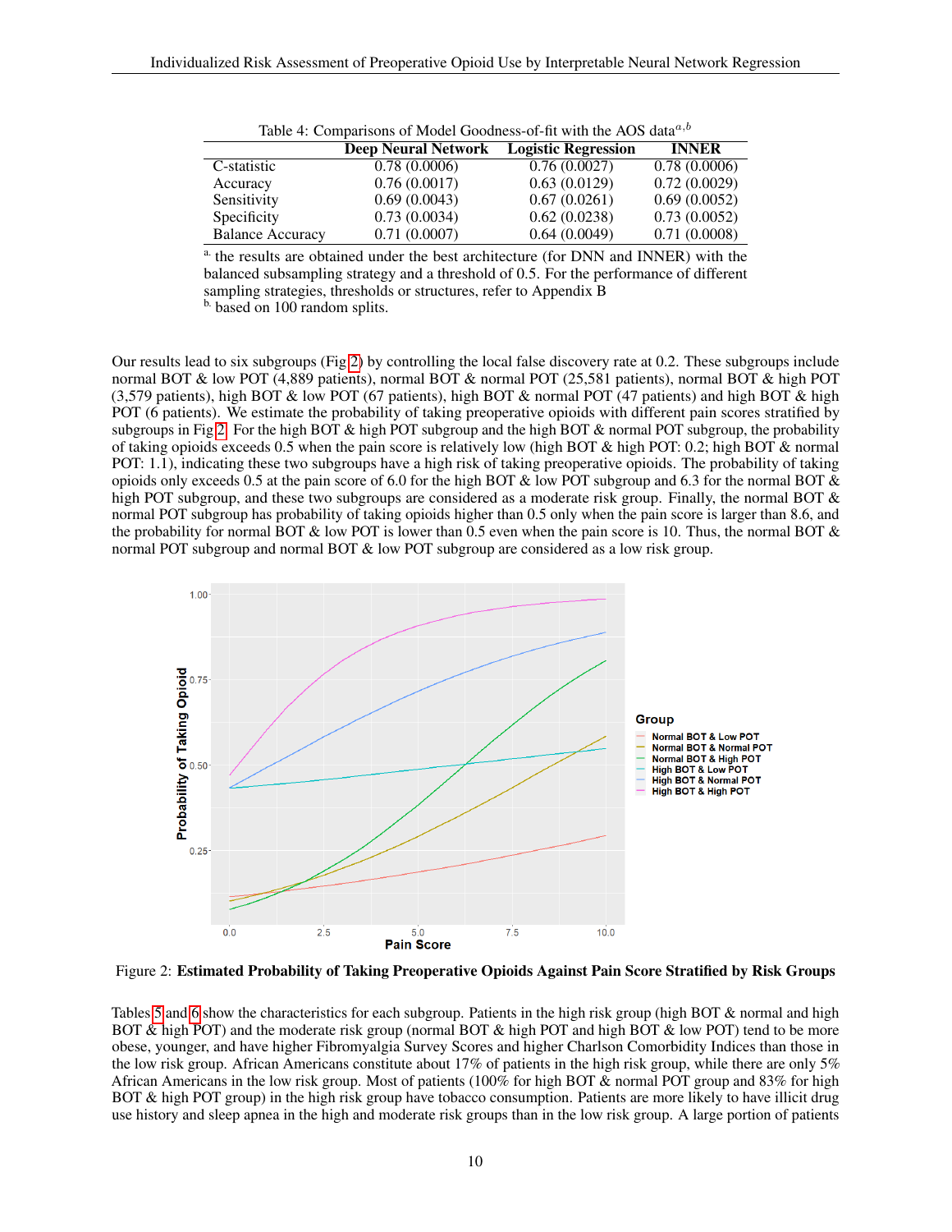Table 4: Comparisons of Model Goodness-of-fit with the AOS data[a,b]

| | Deep Neural Network | Logistic Regression | INNER |
|---|---|---|---|
| C-statistic | 0.78 (0.0006) | 0.76 (0.0027) | 0.78 (0.0006) |
| Accuracy | 0.76 (0.0017) | 0.63 (0.0129) | 0.72 (0.0029) |
| Sensitivity | 0.69 (0.0043) | 0.67 (0.0261) | 0.69 (0.0052) |
| Specificity | 0.73 (0.0034) | 0.62 (0.0238) | 0.73 (0.0052) |
| Balance Accuracy | 0.71 (0.0007) | 0.64 (0.0049) | 0.71 (0.0008) |

[a.] the results are obtained under the best architecture (for DNN and INNER) with the balanced subsampling strategy and a threshold of 0.5. For the performance of different sampling strategies, thresholds or structures, refer to Appendix B
[b.] based on 100 random splits.

Our results lead to six subgroups (Fig 2) by controlling the local false discovery rate at 0.2. These subgroups include normal BOT & low POT (4,889 patients), normal BOT & normal POT (25,581 patients), normal BOT & high POT (3,579 patients), high BOT & low POT (67 patients), high BOT & normal POT (47 patients) and high BOT & high POT (6 patients). We estimate the probability of taking preoperative opioids with different pain scores stratified by subgroups in Fig 2. For the high BOT & high POT subgroup and the high BOT & normal POT subgroup, the probability of taking opioids exceeds 0.5 when the pain score is relatively low (high BOT & high POT: 0.2; high BOT & normal POT: 1.1), indicating these two subgroups have a high risk of taking preoperative opioids. The probability of taking opioids only exceeds 0.5 at the pain score of 6.0 for the high BOT & low POT subgroup and 6.3 for the normal BOT & high POT subgroup, and these two subgroups are considered as a moderate risk group. Finally, the normal BOT & normal POT subgroup has probability of taking opioids higher than 0.5 only when the pain score is larger than 8.6, and the probability for normal BOT & low POT is lower than 0.5 even when the pain score is 10. Thus, the normal BOT & normal POT subgroup and normal BOT & low POT subgroup are considered as a low risk group.

Figure 2: **Estimated Probability of Taking Preoperative Opioids Against Pain Score Stratified by Risk Groups**

Tables 5 and 6 show the characteristics for each subgroup. Patients in the high risk group (high BOT & normal and high BOT & high POT) and the moderate risk group (normal BOT & high POT and high BOT & low POT) tend to be more obese, younger, and have higher Fibromyalgia Survey Scores and higher Charlson Comorbidity Indices than those in the low risk group. African Americans constitute about 17% of patients in the high risk group, while there are only 5% African Americans in the low risk group. Most of patients (100% for high BOT & normal POT group and 83% for high BOT & high POT group) in the high risk group have tobacco consumption. Patients are more likely to have illicit drug use history and sleep apnea in the high and moderate risk groups than in the low risk group. A large portion of patients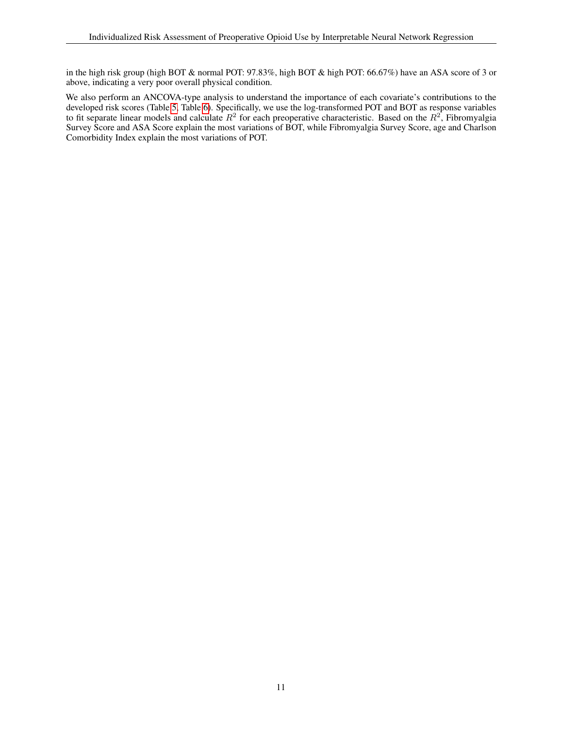in the high risk group (high BOT & normal POT: 97.83%, high BOT & high POT: 66.67%) have an ASA score of 3 or above, indicating a very poor overall physical condition.

We also perform an ANCOVA-type analysis to understand the importance of each covariate's contributions to the developed risk scores (Table 5, Table 6). Specifically, we use the log-transformed POT and BOT as response variables to fit separate linear models and calculate $R^2$ for each preoperative characteristic. Based on the $R^2$, Fibromyalgia Survey Score and ASA Score explain the most variations of BOT, while Fibromyalgia Survey Score, age and Charlson Comorbidity Index explain the most variations of POT.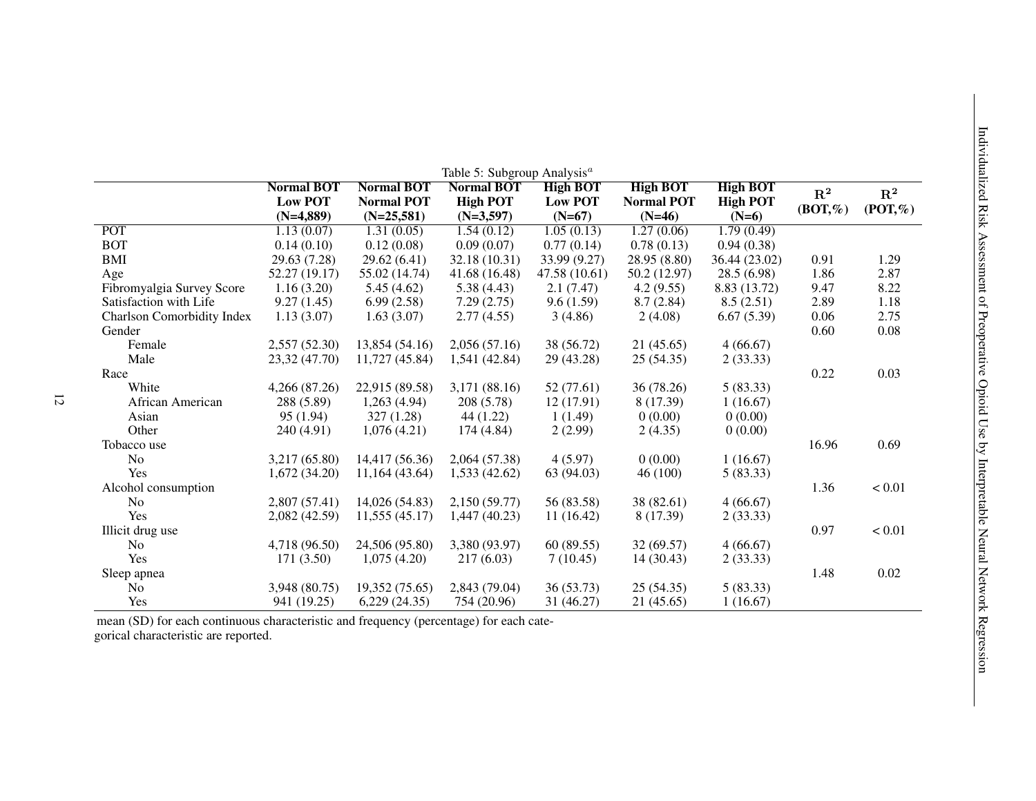Table 5: Subgroup Analysis[a]

| | Normal BOT Low POT (N=4,889) | Normal BOT Normal POT (N=25,581) | Normal BOT High POT (N=3,597) | High BOT Low POT (N=67) | High BOT Normal POT (N=46) | High BOT High POT (N=6) | $R^2$ (BOT,%) | $R^2$ (POT,%) |
|---|---|---|---|---|---|---|---|---|
| POT | 1.13 (0.07) | 1.31 (0.05) | 1.54 (0.12) | 1.05 (0.13) | 1.27 (0.06) | 1.79 (0.49) | | |
| BOT | 0.14 (0.10) | 0.12 (0.08) | 0.09 (0.07) | 0.77 (0.14) | 0.78 (0.13) | 0.94 (0.38) | | |
| BMI | 29.63 (7.28) | 29.62 (6.41) | 32.18 (10.31) | 33.99 (9.27) | 28.95 (8.80) | 36.44 (23.02) | 0.91 | 1.29 |
| Age | 52.27 (19.17) | 55.02 (14.74) | 41.68 (16.48) | 47.58 (10.61) | 50.2 (12.97) | 28.5 (6.98) | 1.86 | 2.87 |
| Fibromyalgia Survey Score | 1.16 (3.20) | 5.45 (4.62) | 5.38 (4.43) | 2.1 (7.47) | 4.2 (9.55) | 8.83 (13.72) | 9.47 | 8.22 |
| Satisfaction with Life | 9.27 (1.45) | 6.99 (2.58) | 7.29 (2.75) | 9.6 (1.59) | 8.7 (2.84) | 8.5 (2.51) | 2.89 | 1.18 |
| Charlson Comorbidity Index | 1.13 (3.07) | 1.63 (3.07) | 2.77 (4.55) | 3 (4.86) | 2 (4.08) | 6.67 (5.39) | 0.06 | 2.75 |
| Gender | | | | | | | 0.60 | 0.08 |
| Female | 2,557 (52.30) | 13,854 (54.16) | 2,056 (57.16) | 38 (56.72) | 21 (45.65) | 4 (66.67) | | |
| Male | 23,32 (47.70) | 11,727 (45.84) | 1,541 (42.84) | 29 (43.28) | 25 (54.35) | 2 (33.33) | | |
| Race | | | | | | | 0.22 | 0.03 |
| White | 4,266 (87.26) | 22,915 (89.58) | 3,171 (88.16) | 52 (77.61) | 36 (78.26) | 5 (83.33) | | |
| African American | 288 (5.89) | 1,263 (4.94) | 208 (5.78) | 12 (17.91) | 8 (17.39) | 1 (16.67) | | |
| Asian | 95 (1.94) | 327 (1.28) | 44 (1.22) | 1 (1.49) | 0 (0.00) | 0 (0.00) | | |
| Other | 240 (4.91) | 1,076 (4.21) | 174 (4.84) | 2 (2.99) | 2 (4.35) | 0 (0.00) | | |
| Tobacco use | | | | | | | 16.96 | 0.69 |
| No | 3,217 (65.80) | 14,417 (56.36) | 2,064 (57.38) | 4 (5.97) | 0 (0.00) | 1 (16.67) | | |
| Yes | 1,672 (34.20) | 11,164 (43.64) | 1,533 (42.62) | 63 (94.03) | 46 (100) | 5 (83.33) | | |
| Alcohol consumption | | | | | | | 1.36 | < 0.01 |
| No | 2,807 (57.41) | 14,026 (54.83) | 2,150 (59.77) | 56 (83.58) | 38 (82.61) | 4 (66.67) | | |
| Yes | 2,082 (42.59) | 11,555 (45.17) | 1,447 (40.23) | 11 (16.42) | 8 (17.39) | 2 (33.33) | | |
| Illicit drug use | | | | | | | 0.97 | < 0.01 |
| No | 4,718 (96.50) | 24,506 (95.80) | 3,380 (93.97) | 60 (89.55) | 32 (69.57) | 4 (66.67) | | |
| Yes | 171 (3.50) | 1,075 (4.20) | 217 (6.03) | 7 (10.45) | 14 (30.43) | 2 (33.33) | | |
| Sleep apnea | | | | | | | 1.48 | 0.02 |
| No | 3,948 (80.75) | 19,352 (75.65) | 2,843 (79.04) | 36 (53.73) | 25 (54.35) | 5 (83.33) | | |
| Yes | 941 (19.25) | 6,229 (24.35) | 754 (20.96) | 31 (46.27) | 21 (45.65) | 1 (16.67) | | |

mean (SD) for each continuous characteristic and frequency (percentage) for each categorical characteristic are reported.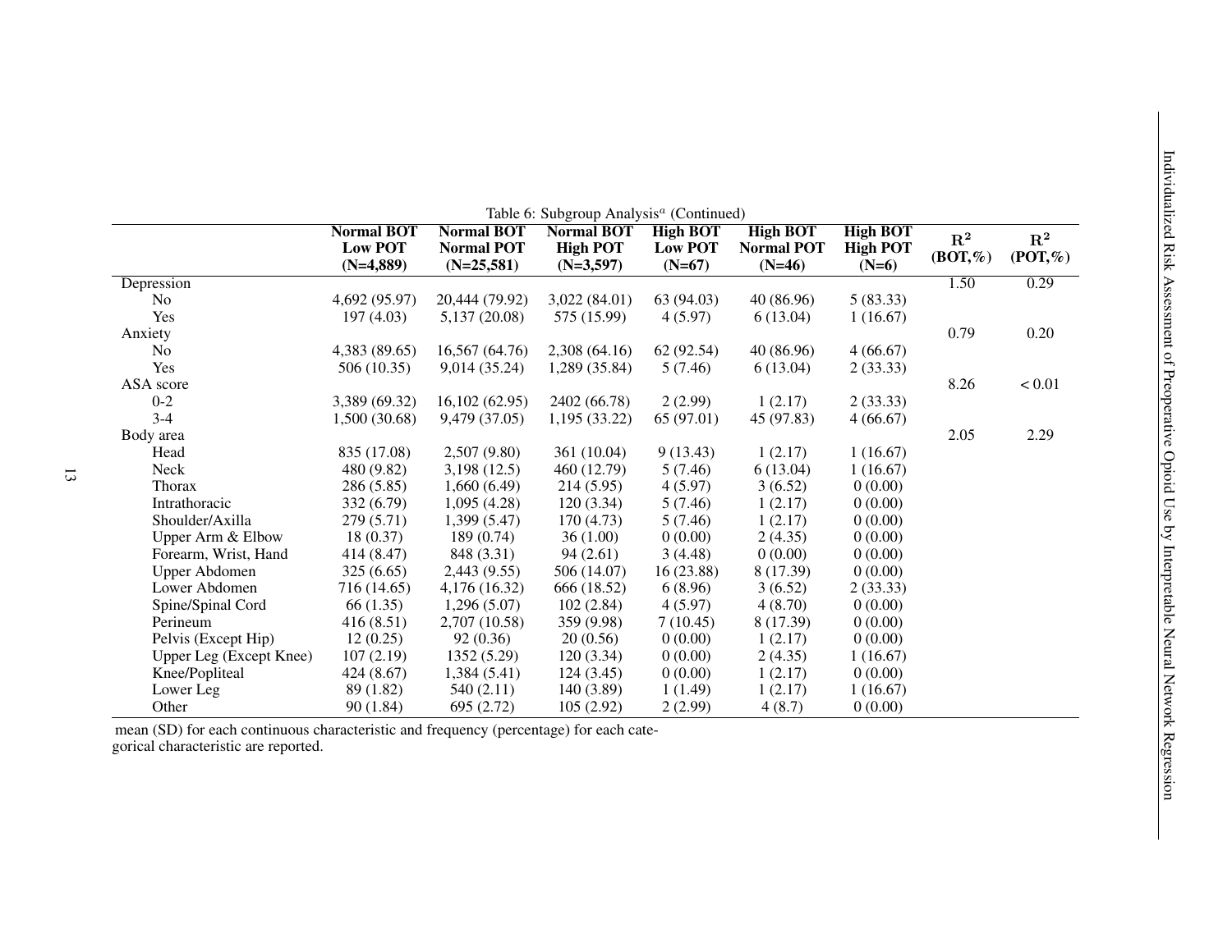Table 6: Subgroup Analysis[a] (Continued)

| | Normal BOT Low POT (N=4,889) | Normal BOT Normal POT (N=25,581) | Normal BOT High POT (N=3,597) | High BOT Low POT (N=67) | High BOT Normal POT (N=46) | High BOT High POT (N=6) | $R^2$ (BOT,%) | $R^2$ (POT,%) |
|---|---|---|---|---|---|---|---|---|
| Depression | | | | | | | 1.50 | 0.29 |
| No | 4,692 (95.97) | 20,444 (79.92) | 3,022 (84.01) | 63 (94.03) | 40 (86.96) | 5 (83.33) | | |
| Yes | 197 (4.03) | 5,137 (20.08) | 575 (15.99) | 4 (5.97) | 6 (13.04) | 1 (16.67) | | |
| Anxiety | | | | | | | 0.79 | 0.20 |
| No | 4,383 (89.65) | 16,567 (64.76) | 2,308 (64.16) | 62 (92.54) | 40 (86.96) | 4 (66.67) | | |
| Yes | 506 (10.35) | 9,014 (35.24) | 1,289 (35.84) | 5 (7.46) | 6 (13.04) | 2 (33.33) | | |
| ASA score | | | | | | | 8.26 | < 0.01 |
| 0-2 | 3,389 (69.32) | 16,102 (62.95) | 2402 (66.78) | 2 (2.99) | 1 (2.17) | 2 (33.33) | | |
| 3-4 | 1,500 (30.68) | 9,479 (37.05) | 1,195 (33.22) | 65 (97.01) | 45 (97.83) | 4 (66.67) | | |
| Body area | | | | | | | 2.05 | 2.29 |
| Head | 835 (17.08) | 2,507 (9.80) | 361 (10.04) | 9 (13.43) | 1 (2.17) | 1 (16.67) | | |
| Neck | 480 (9.82) | 3,198 (12.5) | 460 (12.79) | 5 (7.46) | 6 (13.04) | 1 (16.67) | | |
| Thorax | 286 (5.85) | 1,660 (6.49) | 214 (5.95) | 4 (5.97) | 3 (6.52) | 0 (0.00) | | |
| Intrathoracic | 332 (6.79) | 1,095 (4.28) | 120 (3.34) | 5 (7.46) | 1 (2.17) | 0 (0.00) | | |
| Shoulder/Axilla | 279 (5.71) | 1,399 (5.47) | 170 (4.73) | 5 (7.46) | 1 (2.17) | 0 (0.00) | | |
| Upper Arm & Elbow | 18 (0.37) | 189 (0.74) | 36 (1.00) | 0 (0.00) | 2 (4.35) | 0 (0.00) | | |
| Forearm, Wrist, Hand | 414 (8.47) | 848 (3.31) | 94 (2.61) | 3 (4.48) | 0 (0.00) | 0 (0.00) | | |
| Upper Abdomen | 325 (6.65) | 2,443 (9.55) | 506 (14.07) | 16 (23.88) | 8 (17.39) | 0 (0.00) | | |
| Lower Abdomen | 716 (14.65) | 4,176 (16.32) | 666 (18.52) | 6 (8.96) | 3 (6.52) | 2 (33.33) | | |
| Spine/Spinal Cord | 66 (1.35) | 1,296 (5.07) | 102 (2.84) | 4 (5.97) | 4 (8.70) | 0 (0.00) | | |
| Perineum | 416 (8.51) | 2,707 (10.58) | 359 (9.98) | 7 (10.45) | 8 (17.39) | 0 (0.00) | | |
| Pelvis (Except Hip) | 12 (0.25) | 92 (0.36) | 20 (0.56) | 0 (0.00) | 1 (2.17) | 0 (0.00) | | |
| Upper Leg (Except Knee) | 107 (2.19) | 1352 (5.29) | 120 (3.34) | 0 (0.00) | 2 (4.35) | 1 (16.67) | | |
| Knee/Popliteal | 424 (8.67) | 1,384 (5.41) | 124 (3.45) | 0 (0.00) | 1 (2.17) | 0 (0.00) | | |
| Lower Leg | 89 (1.82) | 540 (2.11) | 140 (3.89) | 1 (1.49) | 1 (2.17) | 1 (16.67) | | |
| Other | 90 (1.84) | 695 (2.72) | 105 (2.92) | 2 (2.99) | 4 (8.7) | 0 (0.00) | | |

mean (SD) for each continuous characteristic and frequency (percentage) for each categorical characteristic are reported.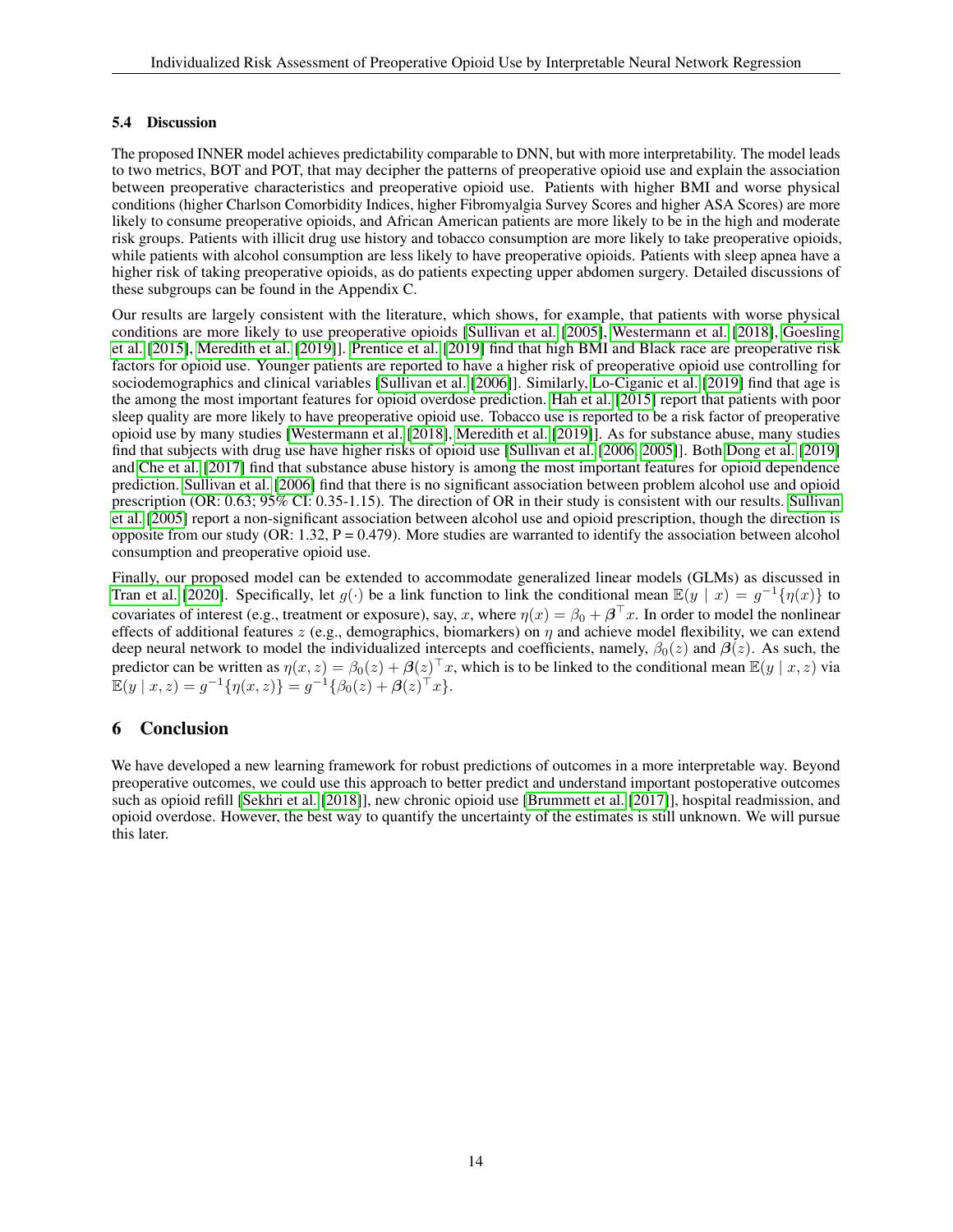### 5.4 Discussion

The proposed INNER model achieves predictability comparable to DNN, but with more interpretability. The model leads to two metrics, BOT and POT, that may decipher the patterns of preoperative opioid use and explain the association between preoperative characteristics and preoperative opioid use. Patients with higher BMI and worse physical conditions (higher Charlson Comorbidity Indices, higher Fibromyalgia Survey Scores and higher ASA Scores) are more likely to consume preoperative opioids, and African American patients are more likely to be in the high and moderate risk groups. Patients with illicit drug use history and tobacco consumption are more likely to take preoperative opioids, while patients with alcohol consumption are less likely to have preoperative opioids. Patients with sleep apnea have a higher risk of taking preoperative opioids, as do patients expecting upper abdomen surgery. Detailed discussions of these subgroups can be found in the Appendix C.

Our results are largely consistent with the literature, which shows, for example, that patients with worse physical conditions are more likely to use preoperative opioids [Sullivan et al. [2005], Westermann et al. [2018], Goesling et al. [2015], Meredith et al. [2019]]. Prentice et al. [2019] find that high BMI and Black race are preoperative risk factors for opioid use. Younger patients are reported to have a higher risk of preoperative opioid use controlling for sociodemographics and clinical variables [Sullivan et al. [2006]]. Similarly, Lo-Ciganic et al. [2019] find that age is the among the most important features for opioid overdose prediction. Hah et al. [2015] report that patients with poor sleep quality are more likely to have preoperative opioid use. Tobacco use is reported to be a risk factor of preoperative opioid use by many studies [Westermann et al. [2018], Meredith et al. [2019]]. As for substance abuse, many studies find that subjects with drug use have higher risks of opioid use [Sullivan et al. [2006, 2005]]. Both Dong et al. [2019] and Che et al. [2017] find that substance abuse history is among the most important features for opioid dependence prediction. Sullivan et al. [2006] find that there is no significant association between problem alcohol use and opioid prescription (OR: 0.63; 95% CI: 0.35-1.15). The direction of OR in their study is consistent with our results. Sullivan et al. [2005] report a non-significant association between alcohol use and opioid prescription, though the direction is opposite from our study (OR: 1.32, P = 0.479). More studies are warranted to identify the association between alcohol consumption and preoperative opioid use.

Finally, our proposed model can be extended to accommodate generalized linear models (GLMs) as discussed in Tran et al. [2020]. Specifically, let $g(\cdot)$ be a link function to link the conditional mean $\mathbb{E}(y \mid x) = g^{-1}\{\eta(x)\}$ to covariates of interest (e.g., treatment or exposure), say, $x$, where $\eta(x) = \beta_0 + \boldsymbol{\beta}^\top x$. In order to model the nonlinear effects of additional features $z$ (e.g., demographics, biomarkers) on $\eta$ and achieve model flexibility, we can extend deep neural network to model the individualized intercepts and coefficients, namely, $\beta_0(z)$ and $\boldsymbol{\beta}(z)$. As such, the predictor can be written as $\eta(x, z) = \beta_0(z) + \boldsymbol{\beta}(z)^\top x$, which is to be linked to the conditional mean $\mathbb{E}(y \mid x, z)$ via $\mathbb{E}(y \mid x, z) = g^{-1}\{\eta(x, z)\} = g^{-1}\{\beta_0(z) + \boldsymbol{\beta}(z)^\top x\}$.

## 6 Conclusion

We have developed a new learning framework for robust predictions of outcomes in a more interpretable way. Beyond preoperative outcomes, we could use this approach to better predict and understand important postoperative outcomes such as opioid refill [Sekhri et al. [2018]], new chronic opioid use [Brummett et al. [2017]], hospital readmission, and opioid overdose. However, the best way to quantify the uncertainty of the estimates is still unknown. We will pursue this later.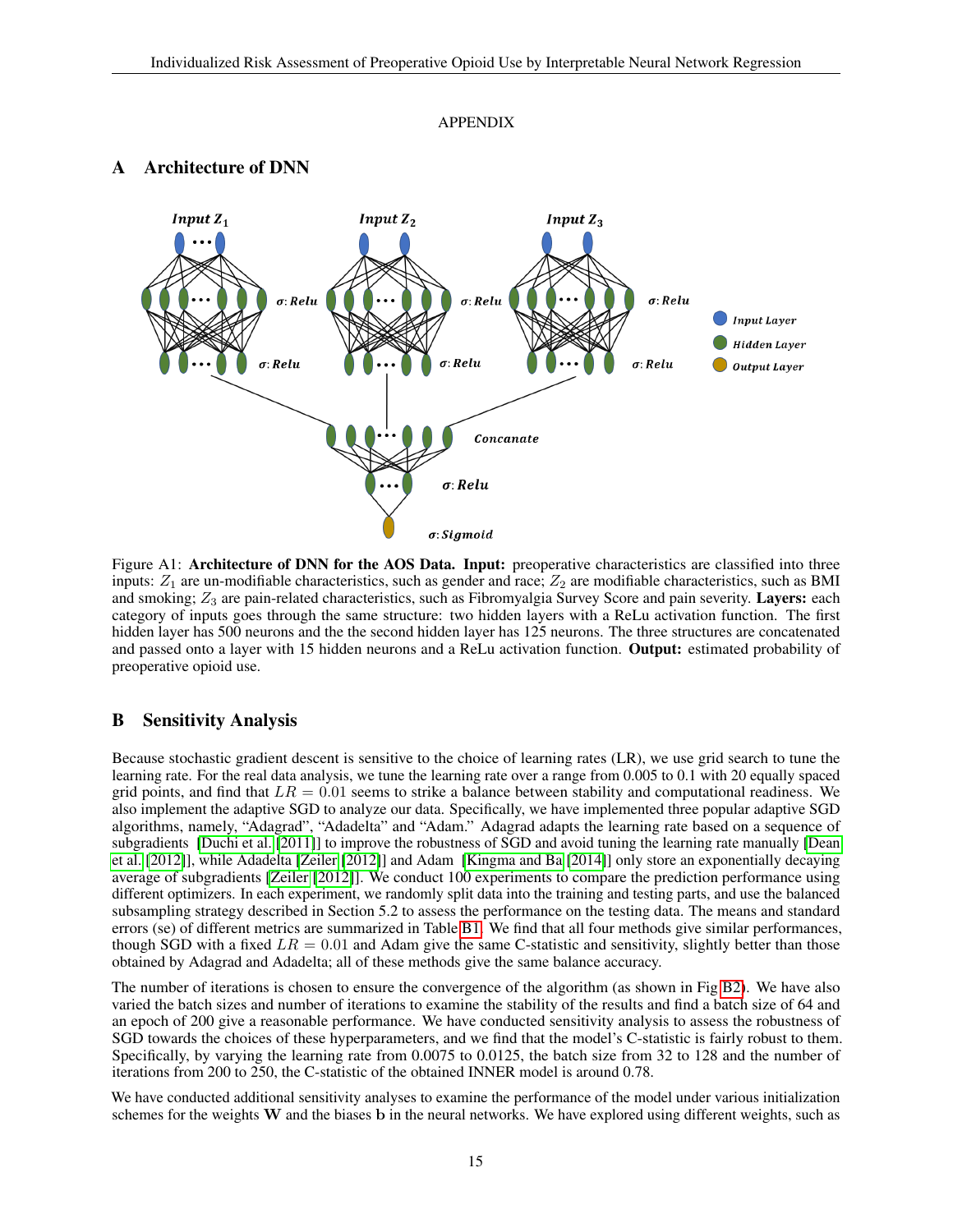APPENDIX

## A Architecture of DNN

Figure A1: **Architecture of DNN for the AOS Data. Input:** preoperative characteristics are classified into three inputs: $Z_1$ are un-modifiable characteristics, such as gender and race; $Z_2$ are modifiable characteristics, such as BMI and smoking; $Z_3$ are pain-related characteristics, such as Fibromyalgia Survey Score and pain severity. **Layers:** each category of inputs goes through the same structure: two hidden layers with a ReLu activation function. The first hidden layer has 500 neurons and the the second hidden layer has 125 neurons. The three structures are concatenated and passed onto a layer with 15 hidden neurons and a ReLu activation function. **Output:** estimated probability of preoperative opioid use.

## B Sensitivity Analysis

Because stochastic gradient descent is sensitive to the choice of learning rates (LR), we use grid search to tune the learning rate. For the real data analysis, we tune the learning rate over a range from 0.005 to 0.1 with 20 equally spaced grid points, and find that $LR = 0.01$ seems to strike a balance between stability and computational readiness. We also implement the adaptive SGD to analyze our data. Specifically, we have implemented three popular adaptive SGD algorithms, namely, "Adagrad", "Adadelta" and "Adam." Adagrad adapts the learning rate based on a sequence of subgradients [Duchi et al. [2011]] to improve the robustness of SGD and avoid tuning the learning rate manually [Dean et al. [2012]], while Adadelta [Zeiler [2012]] and Adam [Kingma and Ba [2014]] only store an exponentially decaying average of subgradients [Zeiler [2012]]. We conduct 100 experiments to compare the prediction performance using different optimizers. In each experiment, we randomly split data into the training and testing parts, and use the balanced subsampling strategy described in Section 5.2 to assess the performance on the testing data. The means and standard errors (se) of different metrics are summarized in Table B1. We find that all four methods give similar performances, though SGD with a fixed $LR = 0.01$ and Adam give the same C-statistic and sensitivity, slightly better than those obtained by Adagrad and Adadelta; all of these methods give the same balance accuracy.

The number of iterations is chosen to ensure the convergence of the algorithm (as shown in Fig B2). We have also varied the batch sizes and number of iterations to examine the stability of the results and find a batch size of 64 and an epoch of 200 give a reasonable performance. We have conducted sensitivity analysis to assess the robustness of SGD towards the choices of these hyperparameters, and we find that the model's C-statistic is fairly robust to them. Specifically, by varying the learning rate from 0.0075 to 0.0125, the batch size from 32 to 128 and the number of iterations from 200 to 250, the C-statistic of the obtained INNER model is around 0.78.

We have conducted additional sensitivity analyses to examine the performance of the model under various initialization schemes for the weights $\mathbf{W}$ and the biases $\mathbf{b}$ in the neural networks. We have explored using different weights, such as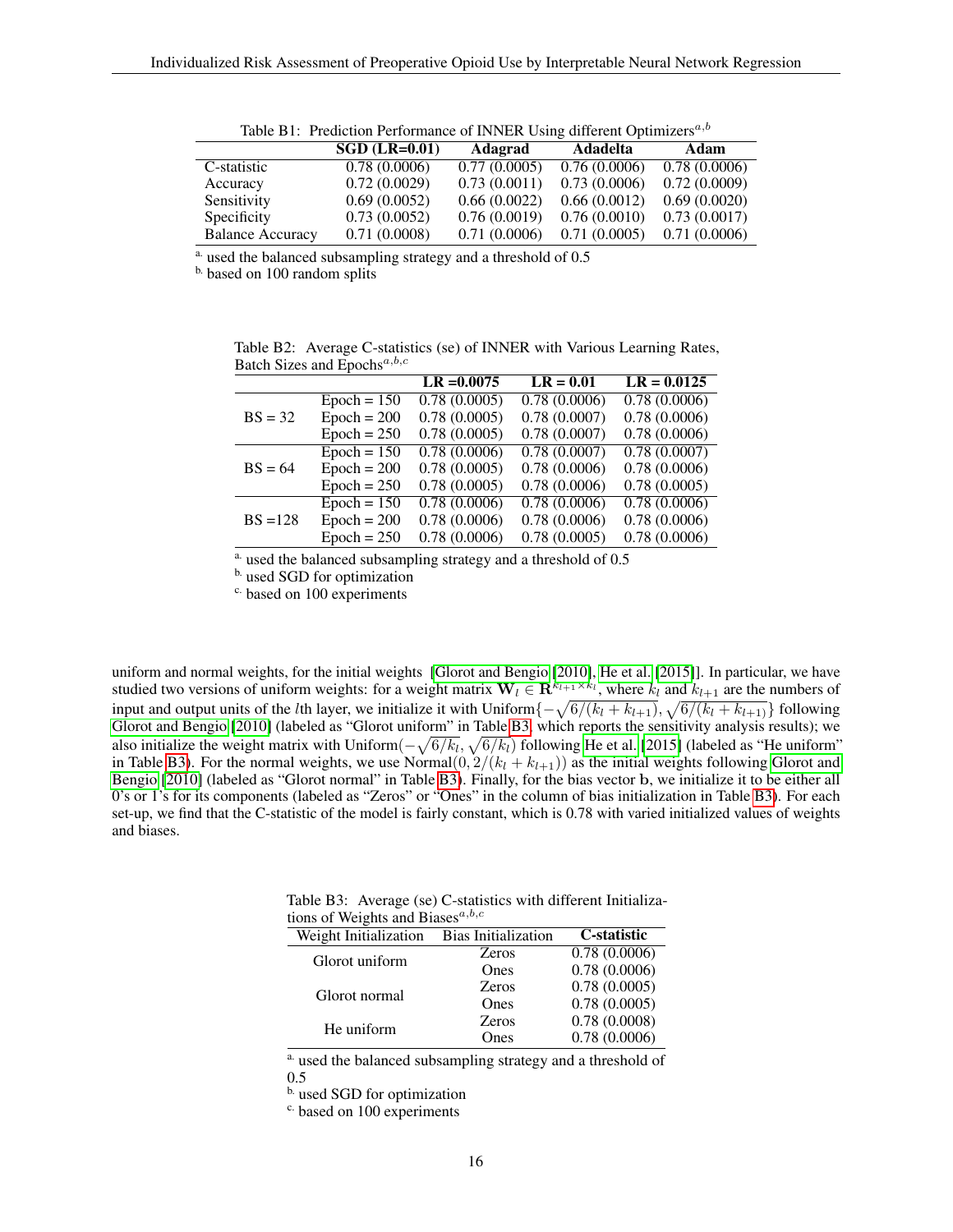Table B1: Prediction Performance of INNER Using different Optimizers[a,b]

| | SGD (LR=0.01) | Adagrad | Adadelta | Adam |
|---|---|---|---|---|
| C-statistic | 0.78 (0.0006) | 0.77 (0.0005) | 0.76 (0.0006) | 0.78 (0.0006) |
| Accuracy | 0.72 (0.0029) | 0.73 (0.0011) | 0.73 (0.0006) | 0.72 (0.0009) |
| Sensitivity | 0.69 (0.0052) | 0.66 (0.0022) | 0.66 (0.0012) | 0.69 (0.0020) |
| Specificity | 0.73 (0.0052) | 0.76 (0.0019) | 0.76 (0.0010) | 0.73 (0.0017) |
| Balance Accuracy | 0.71 (0.0008) | 0.71 (0.0006) | 0.71 (0.0005) | 0.71 (0.0006) |

[a] used the balanced subsampling strategy and a threshold of 0.5
[b] based on 100 random splits

Table B2: Average C-statistics (se) of INNER with Various Learning Rates, Batch Sizes and Epochs[a,b,c]

| | | LR =0.0075 | LR = 0.01 | LR = 0.0125 |
|---|---|---|---|---|
| BS = 32 | Epoch = 150 | 0.78 (0.0005) | 0.78 (0.0006) | 0.78 (0.0006) |
| | Epoch = 200 | 0.78 (0.0005) | 0.78 (0.0007) | 0.78 (0.0006) |
| | Epoch = 250 | 0.78 (0.0005) | 0.78 (0.0007) | 0.78 (0.0006) |
| BS = 64 | Epoch = 150 | 0.78 (0.0006) | 0.78 (0.0007) | 0.78 (0.0007) |
| | Epoch = 200 | 0.78 (0.0005) | 0.78 (0.0006) | 0.78 (0.0006) |
| | Epoch = 250 | 0.78 (0.0005) | 0.78 (0.0006) | 0.78 (0.0005) |
| BS =128 | Epoch = 150 | 0.78 (0.0006) | 0.78 (0.0006) | 0.78 (0.0006) |
| | Epoch = 200 | 0.78 (0.0006) | 0.78 (0.0006) | 0.78 (0.0006) |
| | Epoch = 250 | 0.78 (0.0006) | 0.78 (0.0005) | 0.78 (0.0006) |

[a] used the balanced subsampling strategy and a threshold of 0.5
[b] used SGD for optimization
[c] based on 100 experiments

uniform and normal weights, for the initial weights [Glorot and Bengio [2010], He et al. [2015]]. In particular, we have studied two versions of uniform weights: for a weight matrix $\mathbf{W}_l \in \mathbf{R}^{k_{l+1} \times k_l}$, where $k_l$ and $k_{l+1}$ are the numbers of input and output units of the $l$th layer, we initialize it with Uniform$\{-\sqrt{6/(k_l + k_{l+1})}, \sqrt{6/(k_l + k_{l+1})}\}$ following Glorot and Bengio [2010] (labeled as "Glorot uniform" in Table B3, which reports the sensitivity analysis results); we also initialize the weight matrix with Uniform$(-\sqrt{6/k_l}, \sqrt{6/k_l})$ following He et al. [2015] (labeled as "He uniform" in Table B3). For the normal weights, we use Normal$(0, 2/(k_l + k_{l+1}))$ as the initial weights following Glorot and Bengio [2010] (labeled as "Glorot normal" in Table B3). Finally, for the bias vector $\mathbf{b}$, we initialize it to be either all 0's or 1's for its components (labeled as "Zeros" or "Ones" in the column of bias initialization in Table B3). For each set-up, we find that the C-statistic of the model is fairly constant, which is 0.78 with varied initialized values of weights and biases.

Table B3: Average (se) C-statistics with different Initializations of Weights and Biases[a,b,c]

| Weight Initialization | Bias Initialization | C-statistic |
|---|---|---|
| Glorot uniform | Zeros | 0.78 (0.0006) |
| | Ones | 0.78 (0.0006) |
| Glorot normal | Zeros | 0.78 (0.0005) |
| | Ones | 0.78 (0.0005) |
| He uniform | Zeros | 0.78 (0.0008) |
| | Ones | 0.78 (0.0006) |

[a] used the balanced subsampling strategy and a threshold of 0.5
[b] used SGD for optimization
[c] based on 100 experiments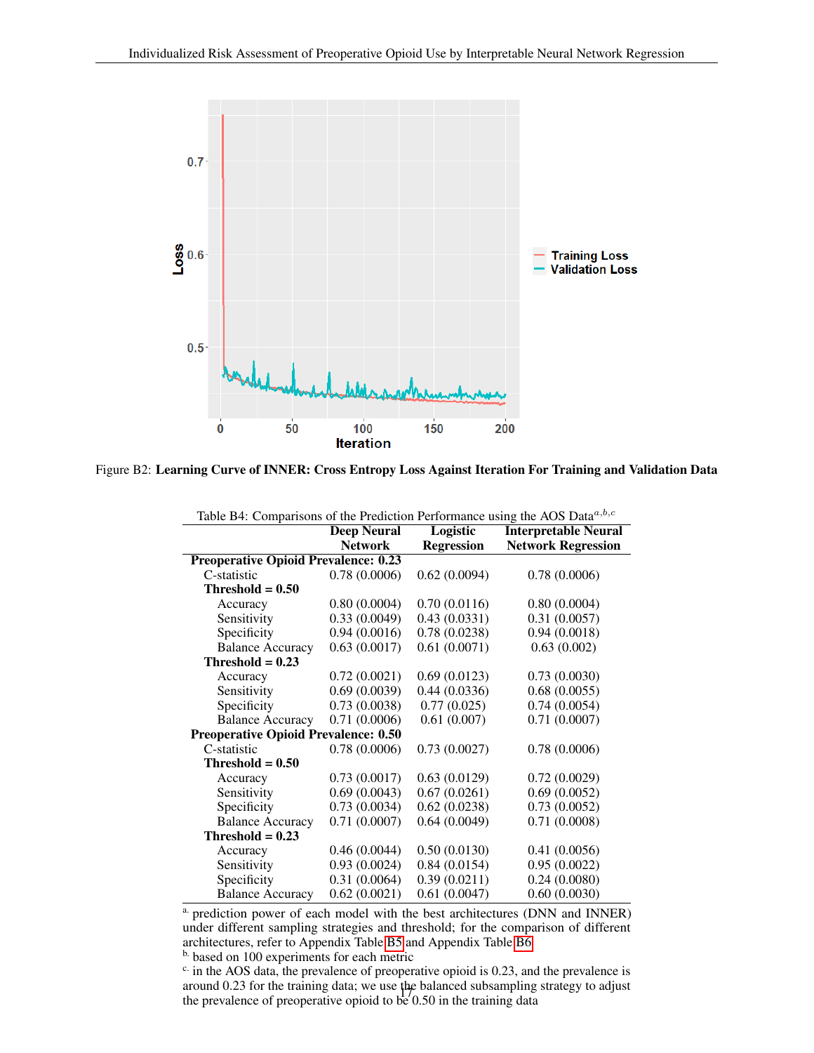Figure B2: **Learning Curve of INNER: Cross Entropy Loss Against Iteration For Training and Validation Data**

Table B4: Comparisons of the Prediction Performance using the AOS Data[a,b,c]

| | Deep Neural Network | Logistic Regression | Interpretable Neural Network Regression |
|---|---|---|---|
| **Preoperative Opioid Prevalence: 0.23** | | | |
| C-statistic | 0.78 (0.0006) | 0.62 (0.0094) | 0.78 (0.0006) |
| **Threshold = 0.50** | | | |
| Accuracy | 0.80 (0.0004) | 0.70 (0.0116) | 0.80 (0.0004) |
| Sensitivity | 0.33 (0.0049) | 0.43 (0.0331) | 0.31 (0.0057) |
| Specificity | 0.94 (0.0016) | 0.78 (0.0238) | 0.94 (0.0018) |
| Balance Accuracy | 0.63 (0.0017) | 0.61 (0.0071) | 0.63 (0.002) |
| **Threshold = 0.23** | | | |
| Accuracy | 0.72 (0.0021) | 0.69 (0.0123) | 0.73 (0.0030) |
| Sensitivity | 0.69 (0.0039) | 0.44 (0.0336) | 0.68 (0.0055) |
| Specificity | 0.73 (0.0038) | 0.77 (0.025) | 0.74 (0.0054) |
| Balance Accuracy | 0.71 (0.0006) | 0.61 (0.007) | 0.71 (0.0007) |
| **Preoperative Opioid Prevalence: 0.50** | | | |
| C-statistic | 0.78 (0.0006) | 0.73 (0.0027) | 0.78 (0.0006) |
| **Threshold = 0.50** | | | |
| Accuracy | 0.73 (0.0017) | 0.63 (0.0129) | 0.72 (0.0029) |
| Sensitivity | 0.69 (0.0043) | 0.67 (0.0261) | 0.69 (0.0052) |
| Specificity | 0.73 (0.0034) | 0.62 (0.0238) | 0.73 (0.0052) |
| Balance Accuracy | 0.71 (0.0007) | 0.64 (0.0049) | 0.71 (0.0008) |
| **Threshold = 0.23** | | | |
| Accuracy | 0.46 (0.0044) | 0.50 (0.0130) | 0.41 (0.0056) |
| Sensitivity | 0.93 (0.0024) | 0.84 (0.0154) | 0.95 (0.0022) |
| Specificity | 0.31 (0.0064) | 0.39 (0.0211) | 0.24 (0.0080) |
| Balance Accuracy | 0.62 (0.0021) | 0.61 (0.0047) | 0.60 (0.0030) |

[a] prediction power of each model with the best architectures (DNN and INNER) under different sampling strategies and threshold; for the comparison of different architectures, refer to Appendix Table B5 and Appendix Table B6

[b] based on 100 experiments for each metric

[c] in the AOS data, the prevalence of preoperative opioid is 0.23, and the prevalence is around 0.23 for the training data; we use the balanced subsampling strategy to adjust the prevalence of preoperative opioid to be 0.50 in the training data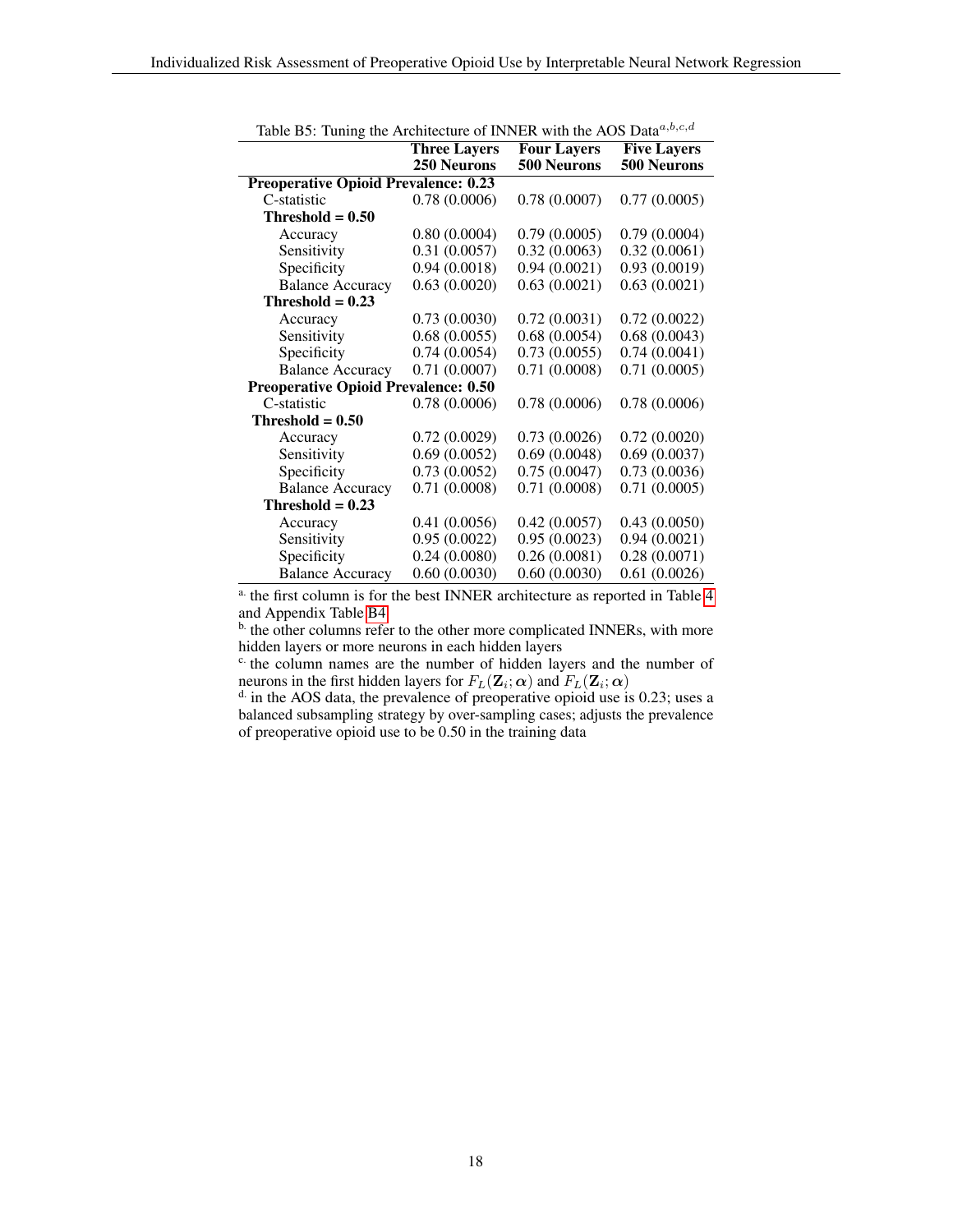Table B5: Tuning the Architecture of INNER with the AOS Data[a,b,c,d]

| | **Three Layers 250 Neurons** | **Four Layers 500 Neurons** | **Five Layers 500 Neurons** |
|---|---|---|---|
| **Preoperative Opioid Prevalence: 0.23** | | | |
| C-statistic | 0.78 (0.0006) | 0.78 (0.0007) | 0.77 (0.0005) |
| **Threshold = 0.50** | | | |
| Accuracy | 0.80 (0.0004) | 0.79 (0.0005) | 0.79 (0.0004) |
| Sensitivity | 0.31 (0.0057) | 0.32 (0.0063) | 0.32 (0.0061) |
| Specificity | 0.94 (0.0018) | 0.94 (0.0021) | 0.93 (0.0019) |
| Balance Accuracy | 0.63 (0.0020) | 0.63 (0.0021) | 0.63 (0.0021) |
| **Threshold = 0.23** | | | |
| Accuracy | 0.73 (0.0030) | 0.72 (0.0031) | 0.72 (0.0022) |
| Sensitivity | 0.68 (0.0055) | 0.68 (0.0054) | 0.68 (0.0043) |
| Specificity | 0.74 (0.0054) | 0.73 (0.0055) | 0.74 (0.0041) |
| Balance Accuracy | 0.71 (0.0007) | 0.71 (0.0008) | 0.71 (0.0005) |
| **Preoperative Opioid Prevalence: 0.50** | | | |
| C-statistic | 0.78 (0.0006) | 0.78 (0.0006) | 0.78 (0.0006) |
| **Threshold = 0.50** | | | |
| Accuracy | 0.72 (0.0029) | 0.73 (0.0026) | 0.72 (0.0020) |
| Sensitivity | 0.69 (0.0052) | 0.69 (0.0048) | 0.69 (0.0037) |
| Specificity | 0.73 (0.0052) | 0.75 (0.0047) | 0.73 (0.0036) |
| Balance Accuracy | 0.71 (0.0008) | 0.71 (0.0008) | 0.71 (0.0005) |
| **Threshold = 0.23** | | | |
| Accuracy | 0.41 (0.0056) | 0.42 (0.0057) | 0.43 (0.0050) |
| Sensitivity | 0.95 (0.0022) | 0.95 (0.0023) | 0.94 (0.0021) |
| Specificity | 0.24 (0.0080) | 0.26 (0.0081) | 0.28 (0.0071) |
| Balance Accuracy | 0.60 (0.0030) | 0.60 (0.0030) | 0.61 (0.0026) |

[a] the first column is for the best INNER architecture as reported in Table 4 and Appendix Table B4

[b] the other columns refer to the other more complicated INNERs, with more hidden layers or more neurons in each hidden layers

[c] the column names are the number of hidden layers and the number of neurons in the first hidden layers for $F_L(\mathbf{Z}_i; \boldsymbol{\alpha})$ and $F_L(\mathbf{Z}_i; \boldsymbol{\alpha})$

[d] in the AOS data, the prevalence of preoperative opioid use is 0.23; uses a balanced subsampling strategy by over-sampling cases; adjusts the prevalence of preoperative opioid use to be 0.50 in the training data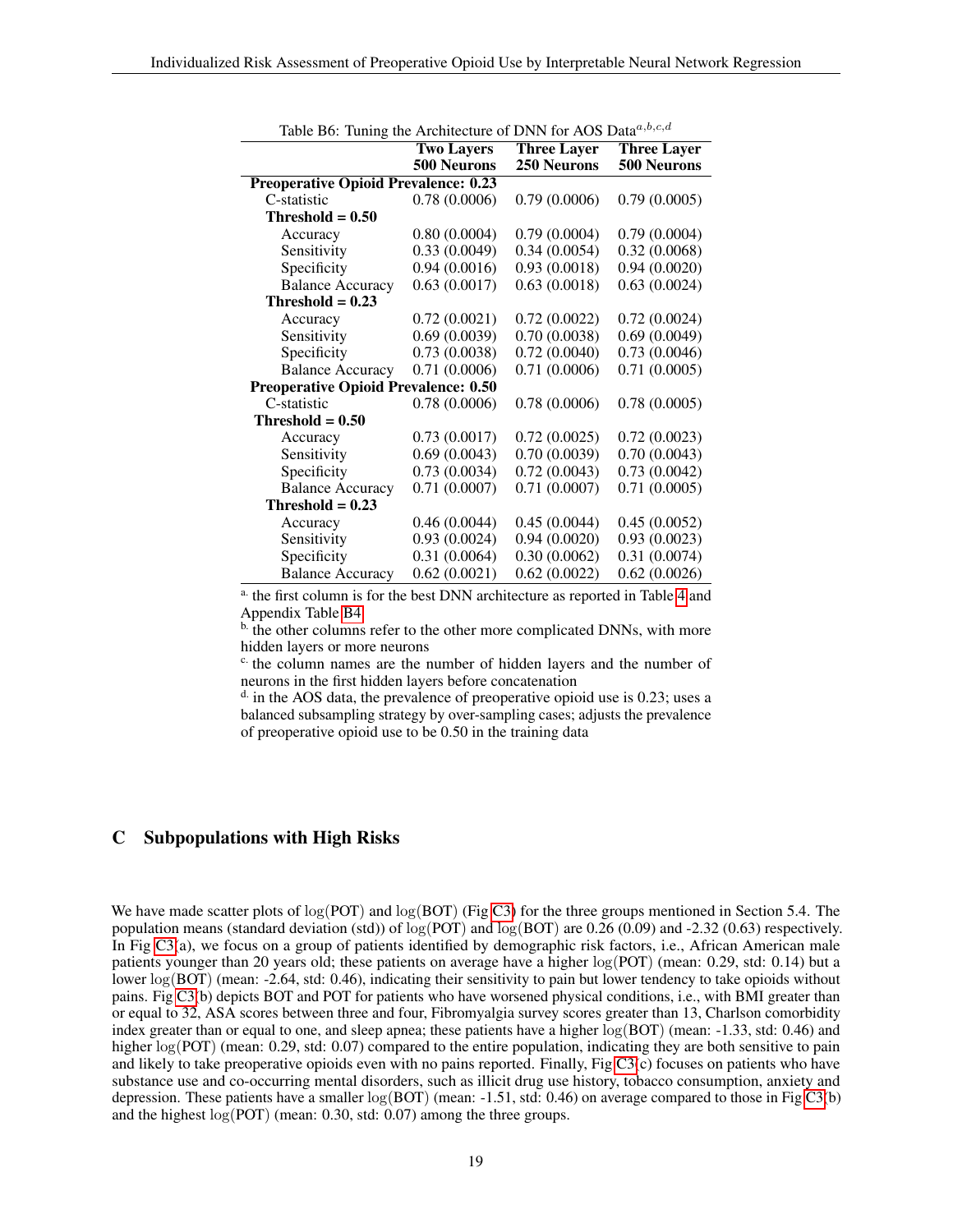Table B6: Tuning the Architecture of DNN for AOS Data[a,b,c,d]

| | Two Layers 500 Neurons | Three Layer 250 Neurons | Three Layer 500 Neurons |
|---|---|---|---|
| **Preoperative Opioid Prevalence: 0.23** | | | |
| C-statistic | 0.78 (0.0006) | 0.79 (0.0006) | 0.79 (0.0005) |
| **Threshold = 0.50** | | | |
| Accuracy | 0.80 (0.0004) | 0.79 (0.0004) | 0.79 (0.0004) |
| Sensitivity | 0.33 (0.0049) | 0.34 (0.0054) | 0.32 (0.0068) |
| Specificity | 0.94 (0.0016) | 0.93 (0.0018) | 0.94 (0.0020) |
| Balance Accuracy | 0.63 (0.0017) | 0.63 (0.0018) | 0.63 (0.0024) |
| **Threshold = 0.23** | | | |
| Accuracy | 0.72 (0.0021) | 0.72 (0.0022) | 0.72 (0.0024) |
| Sensitivity | 0.69 (0.0039) | 0.70 (0.0038) | 0.69 (0.0049) |
| Specificity | 0.73 (0.0038) | 0.72 (0.0040) | 0.73 (0.0046) |
| Balance Accuracy | 0.71 (0.0006) | 0.71 (0.0006) | 0.71 (0.0005) |
| **Preoperative Opioid Prevalence: 0.50** | | | |
| C-statistic | 0.78 (0.0006) | 0.78 (0.0006) | 0.78 (0.0005) |
| **Threshold = 0.50** | | | |
| Accuracy | 0.73 (0.0017) | 0.72 (0.0025) | 0.72 (0.0023) |
| Sensitivity | 0.69 (0.0043) | 0.70 (0.0039) | 0.70 (0.0043) |
| Specificity | 0.73 (0.0034) | 0.72 (0.0043) | 0.73 (0.0042) |
| Balance Accuracy | 0.71 (0.0007) | 0.71 (0.0007) | 0.71 (0.0005) |
| **Threshold = 0.23** | | | |
| Accuracy | 0.46 (0.0044) | 0.45 (0.0044) | 0.45 (0.0052) |
| Sensitivity | 0.93 (0.0024) | 0.94 (0.0020) | 0.93 (0.0023) |
| Specificity | 0.31 (0.0064) | 0.30 (0.0062) | 0.31 (0.0074) |
| Balance Accuracy | 0.62 (0.0021) | 0.62 (0.0022) | 0.62 (0.0026) |

[a.] the first column is for the best DNN architecture as reported in Table 4 and Appendix Table B4

[b.] the other columns refer to the other more complicated DNNs, with more hidden layers or more neurons

[c.] the column names are the number of hidden layers and the number of neurons in the first hidden layers before concatenation

[d.] in the AOS data, the prevalence of preoperative opioid use is 0.23; uses a balanced subsampling strategy by over-sampling cases; adjusts the prevalence of preoperative opioid use to be 0.50 in the training data

# C Subpopulations with High Risks

We have made scatter plots of $\log(\text{POT})$ and $\log(\text{BOT})$ (Fig C3) for the three groups mentioned in Section 5.4. The population means (standard deviation (std)) of $\log(\text{POT})$ and $\log(\text{BOT})$ are 0.26 (0.09) and -2.32 (0.63) respectively. In Fig C3(a), we focus on a group of patients identified by demographic risk factors, i.e., African American male patients younger than 20 years old; these patients on average have a higher $\log(\text{POT})$ (mean: 0.29, std: 0.14) but a lower $\log(\text{BOT})$ (mean: -2.64, std: 0.46), indicating their sensitivity to pain but lower tendency to take opioids without pains. Fig C3(b) depicts BOT and POT for patients who have worsened physical conditions, i.e., with BMI greater than or equal to 32, ASA scores between three and four, Fibromyalgia survey scores greater than 13, Charlson comorbidity index greater than or equal to one, and sleep apnea; these patients have a higher $\log(\text{BOT})$ (mean: -1.33, std: 0.46) and higher $\log(\text{POT})$ (mean: 0.29, std: 0.07) compared to the entire population, indicating they are both sensitive to pain and likely to take preoperative opioids even with no pains reported. Finally, Fig C3(c) focuses on patients who have substance use and co-occurring mental disorders, such as illicit drug use history, tobacco consumption, anxiety and depression. These patients have a smaller $\log(\text{BOT})$ (mean: -1.51, std: 0.46) on average compared to those in Fig C3(b) and the highest $\log(\text{POT})$ (mean: 0.30, std: 0.07) among the three groups.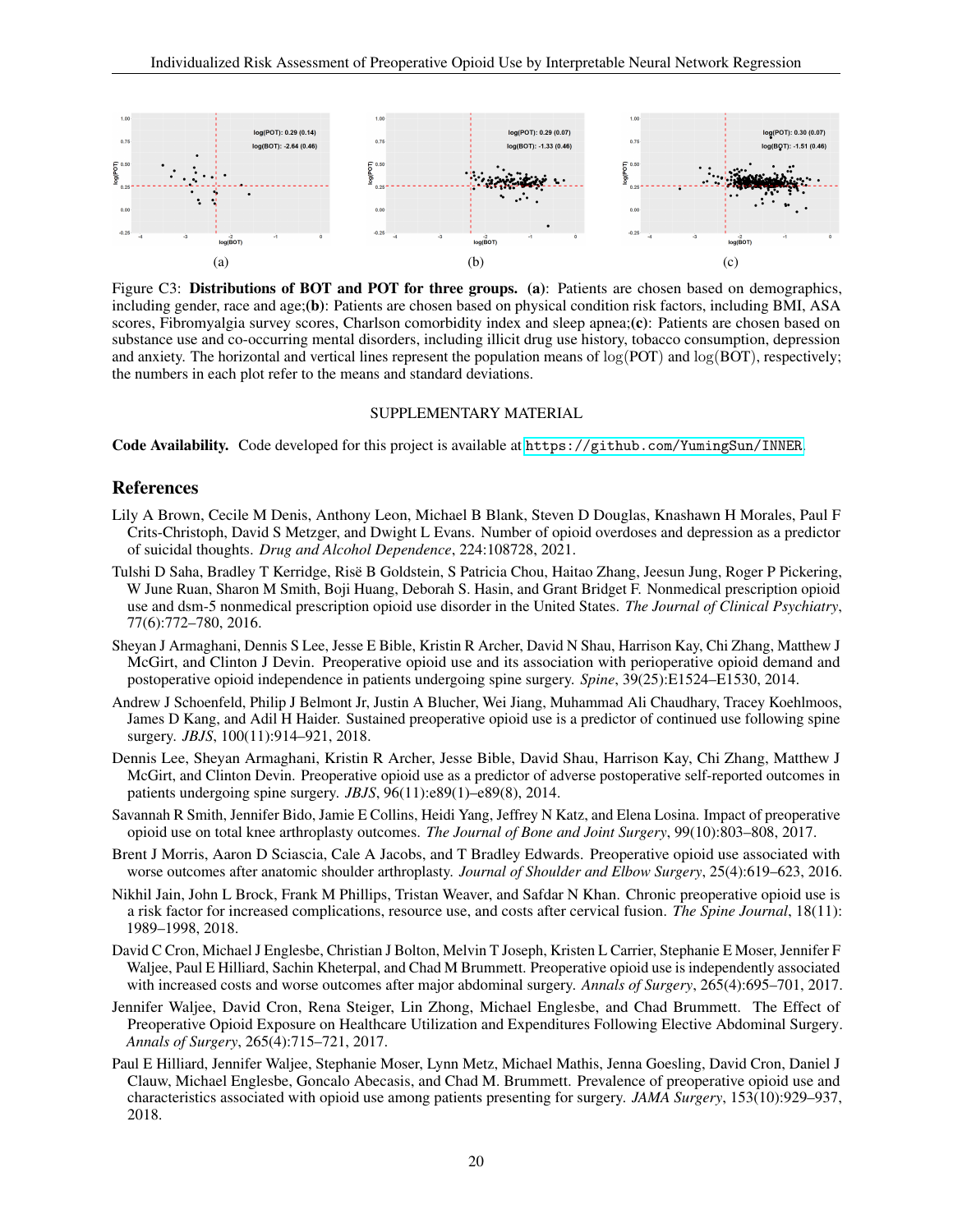(a) (b) (c)

Figure C3: **Distributions of BOT and POT for three groups.** **(a)**: Patients are chosen based on demographics, including gender, race and age;**(b)**: Patients are chosen based on physical condition risk factors, including BMI, ASA scores, Fibromyalgia survey scores, Charlson comorbidity index and sleep apnea;**(c)**: Patients are chosen based on substance use and co-occurring mental disorders, including illicit drug use history, tobacco consumption, depression and anxiety. The horizontal and vertical lines represent the population means of $\log(\text{POT})$ and $\log(\text{BOT})$, respectively; the numbers in each plot refer to the means and standard deviations.

SUPPLEMENTARY MATERIAL

**Code Availability.** Code developed for this project is available at https://github.com/YumingSun/INNER.

## References

Lily A Brown, Cecile M Denis, Anthony Leon, Michael B Blank, Steven D Douglas, Knashawn H Morales, Paul F Crits-Christoph, David S Metzger, and Dwight L Evans. Number of opioid overdoses and depression as a predictor of suicidal thoughts. *Drug and Alcohol Dependence*, 224:108728, 2021.

Tulshi D Saha, Bradley T Kerridge, Risë B Goldstein, S Patricia Chou, Haitao Zhang, Jeesun Jung, Roger P Pickering, W June Ruan, Sharon M Smith, Boji Huang, Deborah S. Hasin, and Grant Bridget F. Nonmedical prescription opioid use and dsm-5 nonmedical prescription opioid use disorder in the United States. *The Journal of Clinical Psychiatry*, 77(6):772–780, 2016.

Sheyan J Armaghani, Dennis S Lee, Jesse E Bible, Kristin R Archer, David N Shau, Harrison Kay, Chi Zhang, Matthew J McGirt, and Clinton J Devin. Preoperative opioid use and its association with perioperative opioid demand and postoperative opioid independence in patients undergoing spine surgery. *Spine*, 39(25):E1524–E1530, 2014.

Andrew J Schoenfeld, Philip J Belmont Jr, Justin A Blucher, Wei Jiang, Muhammad Ali Chaudhary, Tracey Koehlmoos, James D Kang, and Adil H Haider. Sustained preoperative opioid use is a predictor of continued use following spine surgery. *JBJS*, 100(11):914–921, 2018.

Dennis Lee, Sheyan Armaghani, Kristin R Archer, Jesse Bible, David Shau, Harrison Kay, Chi Zhang, Matthew J McGirt, and Clinton Devin. Preoperative opioid use as a predictor of adverse postoperative self-reported outcomes in patients undergoing spine surgery. *JBJS*, 96(11):e89(1)–e89(8), 2014.

Savannah R Smith, Jennifer Bido, Jamie E Collins, Heidi Yang, Jeffrey N Katz, and Elena Losina. Impact of preoperative opioid use on total knee arthroplasty outcomes. *The Journal of Bone and Joint Surgery*, 99(10):803–808, 2017.

Brent J Morris, Aaron D Sciascia, Cale A Jacobs, and T Bradley Edwards. Preoperative opioid use associated with worse outcomes after anatomic shoulder arthroplasty. *Journal of Shoulder and Elbow Surgery*, 25(4):619–623, 2016.

Nikhil Jain, John L Brock, Frank M Phillips, Tristan Weaver, and Safdar N Khan. Chronic preoperative opioid use is a risk factor for increased complications, resource use, and costs after cervical fusion. *The Spine Journal*, 18(11): 1989–1998, 2018.

David C Cron, Michael J Englesbe, Christian J Bolton, Melvin T Joseph, Kristen L Carrier, Stephanie E Moser, Jennifer F Waljee, Paul E Hilliard, Sachin Kheterpal, and Chad M Brummett. Preoperative opioid use is independently associated with increased costs and worse outcomes after major abdominal surgery. *Annals of Surgery*, 265(4):695–701, 2017.

Jennifer Waljee, David Cron, Rena Steiger, Lin Zhong, Michael Englesbe, and Chad Brummett. The Effect of Preoperative Opioid Exposure on Healthcare Utilization and Expenditures Following Elective Abdominal Surgery. *Annals of Surgery*, 265(4):715–721, 2017.

Paul E Hilliard, Jennifer Waljee, Stephanie Moser, Lynn Metz, Michael Mathis, Jenna Goesling, David Cron, Daniel J Clauw, Michael Englesbe, Goncalo Abecasis, and Chad M. Brummett. Prevalence of preoperative opioid use and characteristics associated with opioid use among patients presenting for surgery. *JAMA Surgery*, 153(10):929–937, 2018.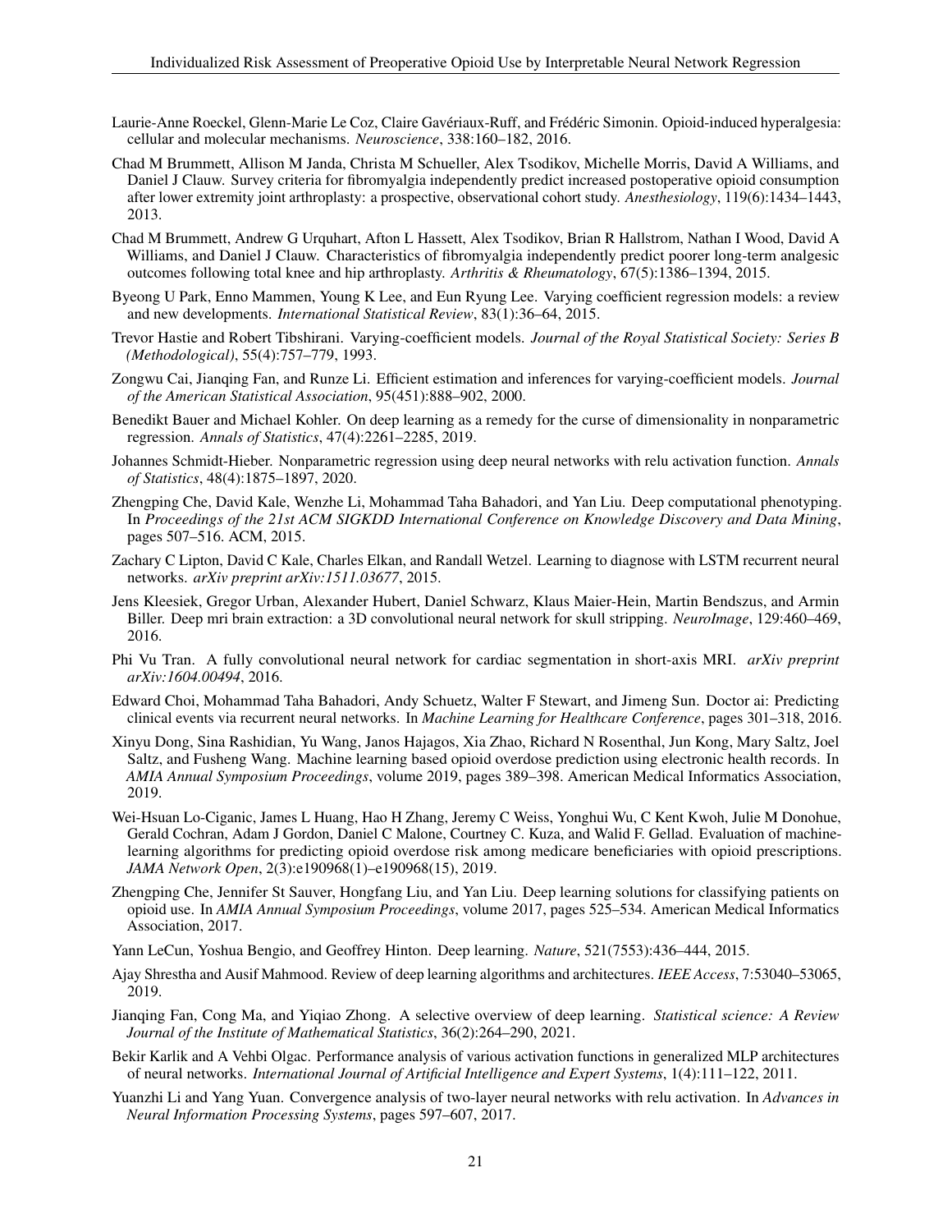Laurie-Anne Roeckel, Glenn-Marie Le Coz, Claire Gavériaux-Ruff, and Frédéric Simonin. Opioid-induced hyperalgesia: cellular and molecular mechanisms. *Neuroscience*, 338:160–182, 2016.

Chad M Brummett, Allison M Janda, Christa M Schueller, Alex Tsodikov, Michelle Morris, David A Williams, and Daniel J Clauw. Survey criteria for fibromyalgia independently predict increased postoperative opioid consumption after lower extremity joint arthroplasty: a prospective, observational cohort study. *Anesthesiology*, 119(6):1434–1443, 2013.

Chad M Brummett, Andrew G Urquhart, Afton L Hassett, Alex Tsodikov, Brian R Hallstrom, Nathan I Wood, David A Williams, and Daniel J Clauw. Characteristics of fibromyalgia independently predict poorer long-term analgesic outcomes following total knee and hip arthroplasty. *Arthritis & Rheumatology*, 67(5):1386–1394, 2015.

Byeong U Park, Enno Mammen, Young K Lee, and Eun Ryung Lee. Varying coefficient regression models: a review and new developments. *International Statistical Review*, 83(1):36–64, 2015.

Trevor Hastie and Robert Tibshirani. Varying-coefficient models. *Journal of the Royal Statistical Society: Series B (Methodological)*, 55(4):757–779, 1993.

Zongwu Cai, Jianqing Fan, and Runze Li. Efficient estimation and inferences for varying-coefficient models. *Journal of the American Statistical Association*, 95(451):888–902, 2000.

Benedikt Bauer and Michael Kohler. On deep learning as a remedy for the curse of dimensionality in nonparametric regression. *Annals of Statistics*, 47(4):2261–2285, 2019.

Johannes Schmidt-Hieber. Nonparametric regression using deep neural networks with relu activation function. *Annals of Statistics*, 48(4):1875–1897, 2020.

Zhengping Che, David Kale, Wenzhe Li, Mohammad Taha Bahadori, and Yan Liu. Deep computational phenotyping. In *Proceedings of the 21st ACM SIGKDD International Conference on Knowledge Discovery and Data Mining*, pages 507–516. ACM, 2015.

Zachary C Lipton, David C Kale, Charles Elkan, and Randall Wetzel. Learning to diagnose with LSTM recurrent neural networks. *arXiv preprint arXiv:1511.03677*, 2015.

Jens Kleesiek, Gregor Urban, Alexander Hubert, Daniel Schwarz, Klaus Maier-Hein, Martin Bendszus, and Armin Biller. Deep mri brain extraction: a 3D convolutional neural network for skull stripping. *NeuroImage*, 129:460–469, 2016.

Phi Vu Tran. A fully convolutional neural network for cardiac segmentation in short-axis MRI. *arXiv preprint arXiv:1604.00494*, 2016.

Edward Choi, Mohammad Taha Bahadori, Andy Schuetz, Walter F Stewart, and Jimeng Sun. Doctor ai: Predicting clinical events via recurrent neural networks. In *Machine Learning for Healthcare Conference*, pages 301–318, 2016.

Xinyu Dong, Sina Rashidian, Yu Wang, Janos Hajagos, Xia Zhao, Richard N Rosenthal, Jun Kong, Mary Saltz, Joel Saltz, and Fusheng Wang. Machine learning based opioid overdose prediction using electronic health records. In *AMIA Annual Symposium Proceedings*, volume 2019, pages 389–398. American Medical Informatics Association, 2019.

Wei-Hsuan Lo-Ciganic, James L Huang, Hao H Zhang, Jeremy C Weiss, Yonghui Wu, C Kent Kwoh, Julie M Donohue, Gerald Cochran, Adam J Gordon, Daniel C Malone, Courtney C. Kuza, and Walid F. Gellad. Evaluation of machine-learning algorithms for predicting opioid overdose risk among medicare beneficiaries with opioid prescriptions. *JAMA Network Open*, 2(3):e190968(1)–e190968(15), 2019.

Zhengping Che, Jennifer St Sauver, Hongfang Liu, and Yan Liu. Deep learning solutions for classifying patients on opioid use. In *AMIA Annual Symposium Proceedings*, volume 2017, pages 525–534. American Medical Informatics Association, 2017.

Yann LeCun, Yoshua Bengio, and Geoffrey Hinton. Deep learning. *Nature*, 521(7553):436–444, 2015.

Ajay Shrestha and Ausif Mahmood. Review of deep learning algorithms and architectures. *IEEE Access*, 7:53040–53065, 2019.

Jianqing Fan, Cong Ma, and Yiqiao Zhong. A selective overview of deep learning. *Statistical science: A Review Journal of the Institute of Mathematical Statistics*, 36(2):264–290, 2021.

Bekir Karlik and A Vehbi Olgac. Performance analysis of various activation functions in generalized MLP architectures of neural networks. *International Journal of Artificial Intelligence and Expert Systems*, 1(4):111–122, 2011.

Yuanzhi Li and Yang Yuan. Convergence analysis of two-layer neural networks with relu activation. In *Advances in Neural Information Processing Systems*, pages 597–607, 2017.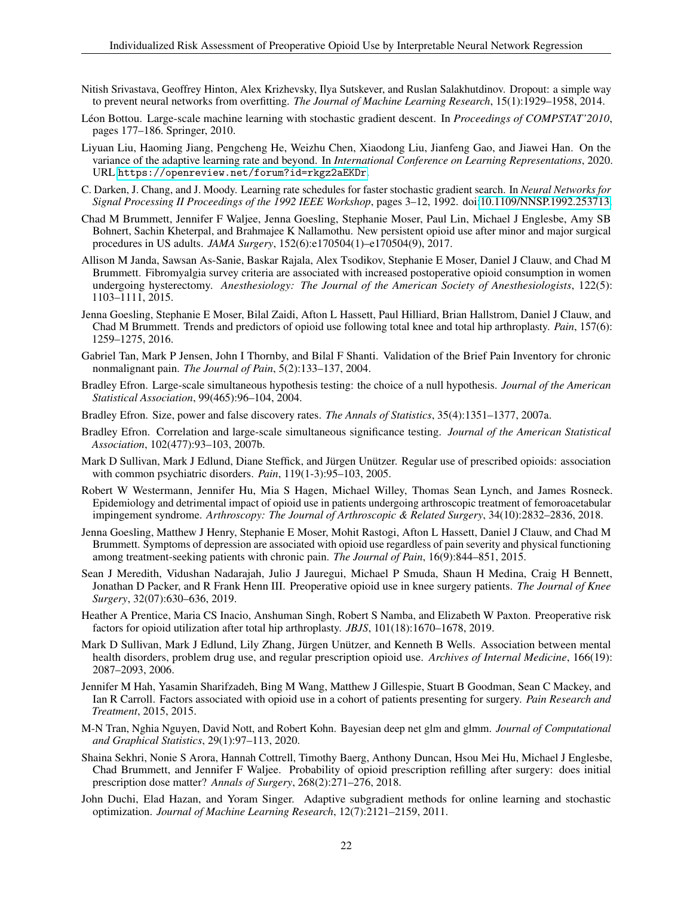Nitish Srivastava, Geoffrey Hinton, Alex Krizhevsky, Ilya Sutskever, and Ruslan Salakhutdinov. Dropout: a simple way to prevent neural networks from overfitting. *The Journal of Machine Learning Research*, 15(1):1929–1958, 2014.

Léon Bottou. Large-scale machine learning with stochastic gradient descent. In *Proceedings of COMPSTAT'2010*, pages 177–186. Springer, 2010.

Liyuan Liu, Haoming Jiang, Pengcheng He, Weizhu Chen, Xiaodong Liu, Jianfeng Gao, and Jiawei Han. On the variance of the adaptive learning rate and beyond. In *International Conference on Learning Representations*, 2020. URL https://openreview.net/forum?id=rkgz2aEKDr.

C. Darken, J. Chang, and J. Moody. Learning rate schedules for faster stochastic gradient search. In *Neural Networks for Signal Processing II Proceedings of the 1992 IEEE Workshop*, pages 3–12, 1992. doi:10.1109/NNSP.1992.253713.

Chad M Brummett, Jennifer F Waljee, Jenna Goesling, Stephanie Moser, Paul Lin, Michael J Englesbe, Amy SB Bohnert, Sachin Kheterpal, and Brahmajee K Nallamothu. New persistent opioid use after minor and major surgical procedures in US adults. *JAMA Surgery*, 152(6):e170504(1)–e170504(9), 2017.

Allison M Janda, Sawsan As-Sanie, Baskar Rajala, Alex Tsodikov, Stephanie E Moser, Daniel J Clauw, and Chad M Brummett. Fibromyalgia survey criteria are associated with increased postoperative opioid consumption in women undergoing hysterectomy. *Anesthesiology: The Journal of the American Society of Anesthesiologists*, 122(5): 1103–1111, 2015.

Jenna Goesling, Stephanie E Moser, Bilal Zaidi, Afton L Hassett, Paul Hilliard, Brian Hallstrom, Daniel J Clauw, and Chad M Brummett. Trends and predictors of opioid use following total knee and total hip arthroplasty. *Pain*, 157(6): 1259–1275, 2016.

Gabriel Tan, Mark P Jensen, John I Thornby, and Bilal F Shanti. Validation of the Brief Pain Inventory for chronic nonmalignant pain. *The Journal of Pain*, 5(2):133–137, 2004.

Bradley Efron. Large-scale simultaneous hypothesis testing: the choice of a null hypothesis. *Journal of the American Statistical Association*, 99(465):96–104, 2004.

Bradley Efron. Size, power and false discovery rates. *The Annals of Statistics*, 35(4):1351–1377, 2007a.

Bradley Efron. Correlation and large-scale simultaneous significance testing. *Journal of the American Statistical Association*, 102(477):93–103, 2007b.

Mark D Sullivan, Mark J Edlund, Diane Steffick, and Jürgen Unützer. Regular use of prescribed opioids: association with common psychiatric disorders. *Pain*, 119(1-3):95–103, 2005.

Robert W Westermann, Jennifer Hu, Mia S Hagen, Michael Willey, Thomas Sean Lynch, and James Rosneck. Epidemiology and detrimental impact of opioid use in patients undergoing arthroscopic treatment of femoroacetabular impingement syndrome. *Arthroscopy: The Journal of Arthroscopic & Related Surgery*, 34(10):2832–2836, 2018.

Jenna Goesling, Matthew J Henry, Stephanie E Moser, Mohit Rastogi, Afton L Hassett, Daniel J Clauw, and Chad M Brummett. Symptoms of depression are associated with opioid use regardless of pain severity and physical functioning among treatment-seeking patients with chronic pain. *The Journal of Pain*, 16(9):844–851, 2015.

Sean J Meredith, Vidushan Nadarajah, Julio J Jauregui, Michael P Smuda, Shaun H Medina, Craig H Bennett, Jonathan D Packer, and R Frank Henn III. Preoperative opioid use in knee surgery patients. *The Journal of Knee Surgery*, 32(07):630–636, 2019.

Heather A Prentice, Maria CS Inacio, Anshuman Singh, Robert S Namba, and Elizabeth W Paxton. Preoperative risk factors for opioid utilization after total hip arthroplasty. *JBJS*, 101(18):1670–1678, 2019.

Mark D Sullivan, Mark J Edlund, Lily Zhang, Jürgen Unützer, and Kenneth B Wells. Association between mental health disorders, problem drug use, and regular prescription opioid use. *Archives of Internal Medicine*, 166(19): 2087–2093, 2006.

Jennifer M Hah, Yasamin Sharifzadeh, Bing M Wang, Matthew J Gillespie, Stuart B Goodman, Sean C Mackey, and Ian R Carroll. Factors associated with opioid use in a cohort of patients presenting for surgery. *Pain Research and Treatment*, 2015, 2015.

M-N Tran, Nghia Nguyen, David Nott, and Robert Kohn. Bayesian deep net glm and glmm. *Journal of Computational and Graphical Statistics*, 29(1):97–113, 2020.

Shaina Sekhri, Nonie S Arora, Hannah Cottrell, Timothy Baerg, Anthony Duncan, Hsou Mei Hu, Michael J Englesbe, Chad Brummett, and Jennifer F Waljee. Probability of opioid prescription refilling after surgery: does initial prescription dose matter? *Annals of Surgery*, 268(2):271–276, 2018.

John Duchi, Elad Hazan, and Yoram Singer. Adaptive subgradient methods for online learning and stochastic optimization. *Journal of Machine Learning Research*, 12(7):2121–2159, 2011.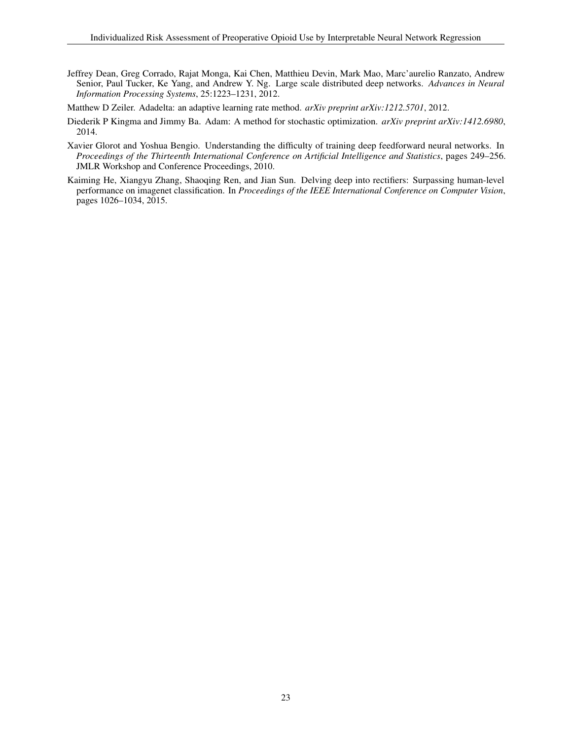Jeffrey Dean, Greg Corrado, Rajat Monga, Kai Chen, Matthieu Devin, Mark Mao, Marc'aurelio Ranzato, Andrew Senior, Paul Tucker, Ke Yang, and Andrew Y. Ng. Large scale distributed deep networks. *Advances in Neural Information Processing Systems*, 25:1223–1231, 2012.

Matthew D Zeiler. Adadelta: an adaptive learning rate method. *arXiv preprint arXiv:1212.5701*, 2012.

Diederik P Kingma and Jimmy Ba. Adam: A method for stochastic optimization. *arXiv preprint arXiv:1412.6980*, 2014.

Xavier Glorot and Yoshua Bengio. Understanding the difficulty of training deep feedforward neural networks. In *Proceedings of the Thirteenth International Conference on Artificial Intelligence and Statistics*, pages 249–256. JMLR Workshop and Conference Proceedings, 2010.

Kaiming He, Xiangyu Zhang, Shaoqing Ren, and Jian Sun. Delving deep into rectifiers: Surpassing human-level performance on imagenet classification. In *Proceedings of the IEEE International Conference on Computer Vision*, pages 1026–1034, 2015.